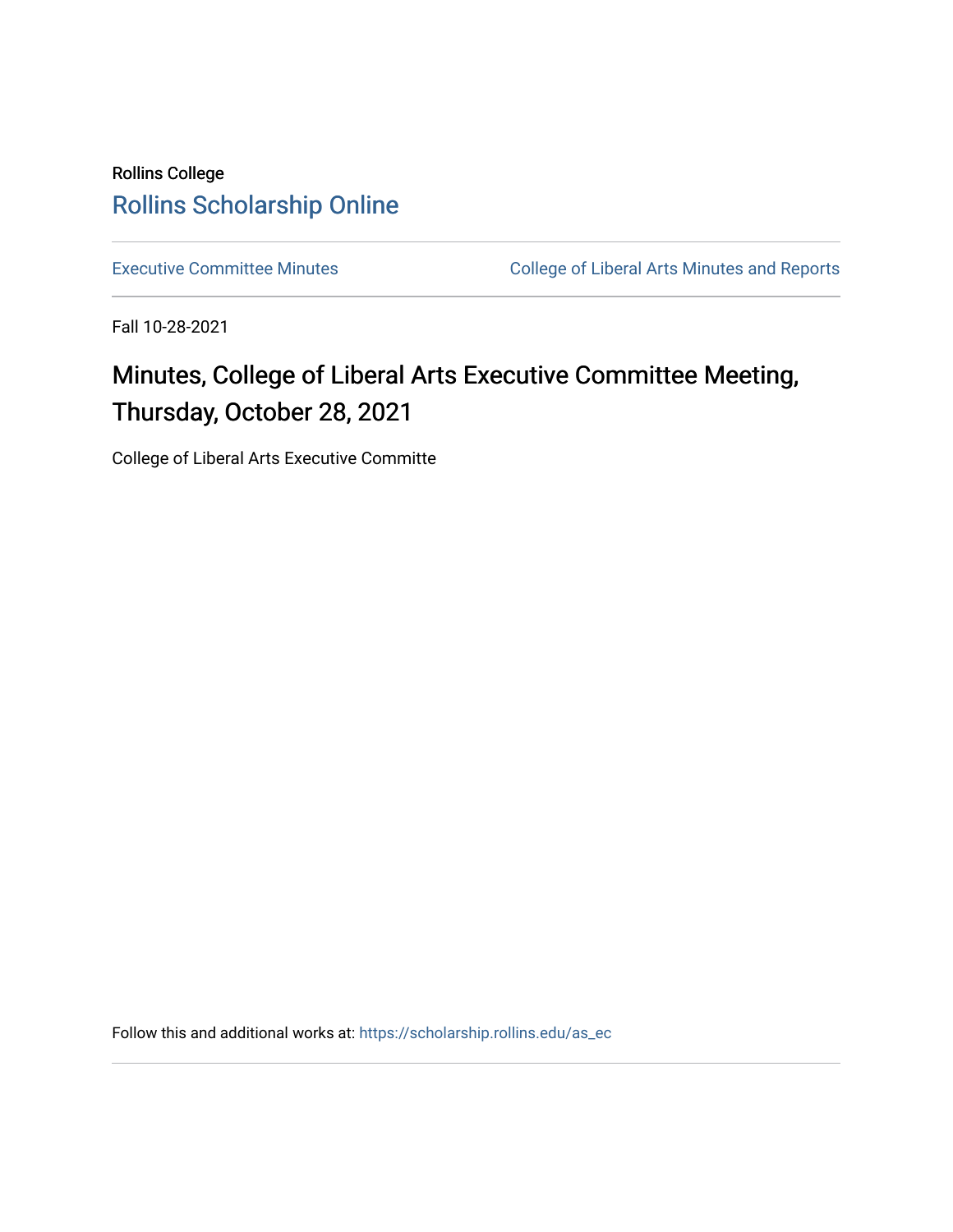Rollins College

Rollins Scholarship Online

Executive Committee Minutes | College of Liberal Arts Minutes and Reports

Fall 10-28-2021

# Minutes, College of Liberal Arts Executive Committee Meeting, Thursday, October 28, 2021

College of Liberal Arts Executive Committe

Follow this and additional works at: https://scholarship.rollins.edu/as_ec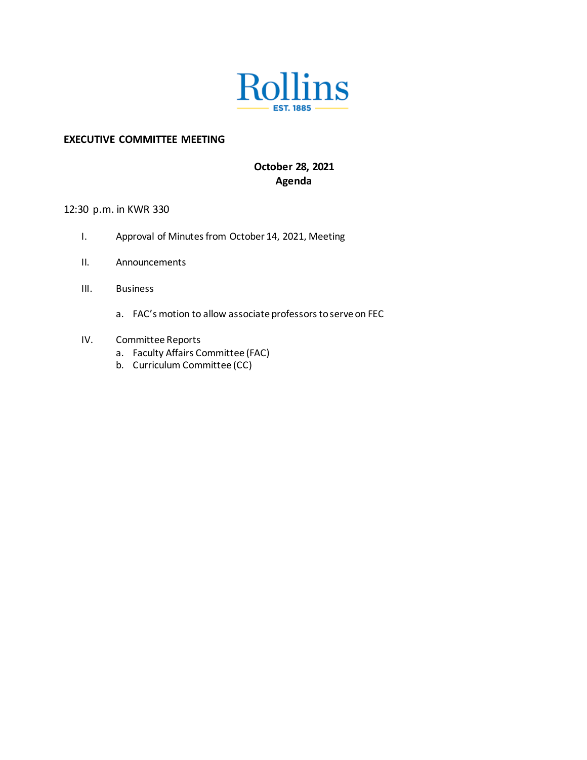Rollins

EST. 1885

**EXECUTIVE COMMITTEE MEETING**

**October 28, 2021**
**Agenda**

12:30 p.m. in KWR 330

I. Approval of Minutes from October 14, 2021, Meeting

II. Announcements

III. Business

   a. FAC's motion to allow associate professors to serve on FEC

IV. Committee Reports

   a. Faculty Affairs Committee (FAC)
   b. Curriculum Committee (CC)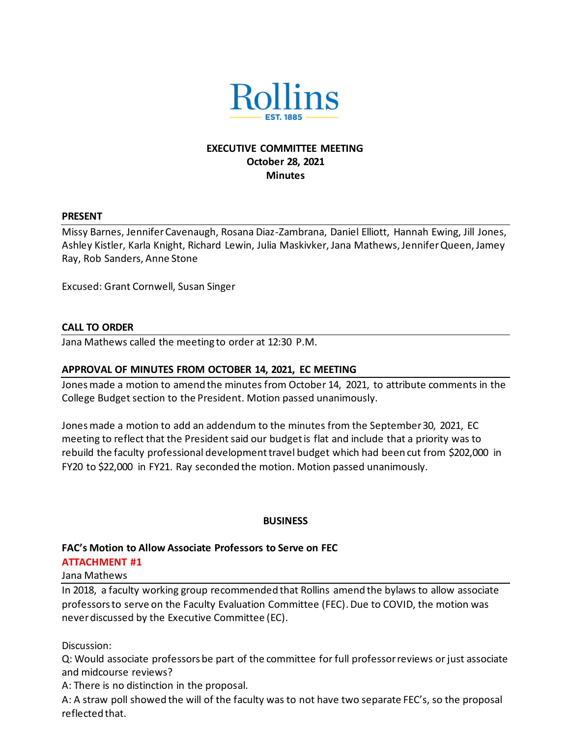Rollins

EST. 1885

**EXECUTIVE COMMITTEE MEETING**
**October 28, 2021**
**Minutes**

## PRESENT

Missy Barnes, Jennifer Cavenaugh, Rosana Diaz-Zambrana, Daniel Elliott, Hannah Ewing, Jill Jones, Ashley Kistler, Karla Knight, Richard Lewin, Julia Maskivker, Jana Mathews, Jennifer Queen, Jamey Ray, Rob Sanders, Anne Stone

Excused: Grant Cornwell, Susan Singer

## CALL TO ORDER

Jana Mathews called the meeting to order at 12:30 P.M.

## APPROVAL OF MINUTES FROM OCTOBER 14, 2021, EC MEETING

Jones made a motion to amend the minutes from October 14, 2021, to attribute comments in the College Budget section to the President. Motion passed unanimously.

Jones made a motion to add an addendum to the minutes from the September 30, 2021, EC meeting to reflect that the President said our budget is flat and include that a priority was to rebuild the faculty professional development travel budget which had been cut from $202,000 in FY20 to $22,000 in FY21. Ray seconded the motion. Motion passed unanimously.

## BUSINESS

### FAC's Motion to Allow Associate Professors to Serve on FEC

**ATTACHMENT #1**

Jana Mathews

In 2018, a faculty working group recommended that Rollins amend the bylaws to allow associate professors to serve on the Faculty Evaluation Committee (FEC). Due to COVID, the motion was never discussed by the Executive Committee (EC).

Discussion:

Q: Would associate professors be part of the committee for full professor reviews or just associate and midcourse reviews?

A: There is no distinction in the proposal.

A: A straw poll showed the will of the faculty was to not have two separate FEC's, so the proposal reflected that.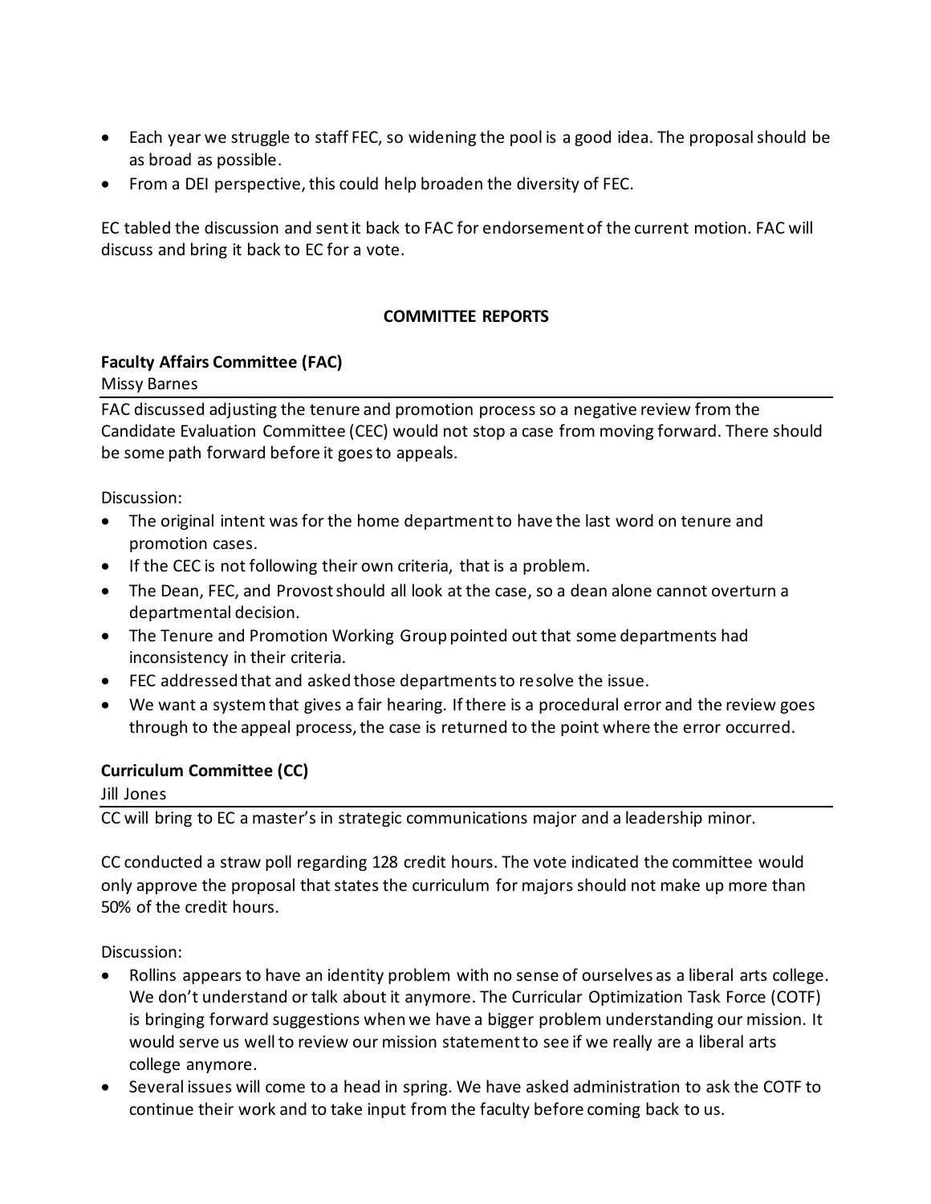- Each year we struggle to staff FEC, so widening the pool is a good idea. The proposal should be as broad as possible.
- From a DEI perspective, this could help broaden the diversity of FEC.

EC tabled the discussion and sent it back to FAC for endorsement of the current motion. FAC will discuss and bring it back to EC for a vote.

## COMMITTEE REPORTS

**Faculty Affairs Committee (FAC)**

Missy Barnes

FAC discussed adjusting the tenure and promotion process so a negative review from the Candidate Evaluation Committee (CEC) would not stop a case from moving forward. There should be some path forward before it goes to appeals.

Discussion:

- The original intent was for the home department to have the last word on tenure and promotion cases.
- If the CEC is not following their own criteria, that is a problem.
- The Dean, FEC, and Provost should all look at the case, so a dean alone cannot overturn a departmental decision.
- The Tenure and Promotion Working Group pointed out that some departments had inconsistency in their criteria.
- FEC addressed that and asked those departments to resolve the issue.
- We want a system that gives a fair hearing. If there is a procedural error and the review goes through to the appeal process, the case is returned to the point where the error occurred.

**Curriculum Committee (CC)**

Jill Jones

CC will bring to EC a master's in strategic communications major and a leadership minor.

CC conducted a straw poll regarding 128 credit hours. The vote indicated the committee would only approve the proposal that states the curriculum for majors should not make up more than 50% of the credit hours.

Discussion:

- Rollins appears to have an identity problem with no sense of ourselves as a liberal arts college. We don't understand or talk about it anymore. The Curricular Optimization Task Force (COTF) is bringing forward suggestions when we have a bigger problem understanding our mission. It would serve us well to review our mission statement to see if we really are a liberal arts college anymore.
- Several issues will come to a head in spring. We have asked administration to ask the COTF to continue their work and to take input from the faculty before coming back to us.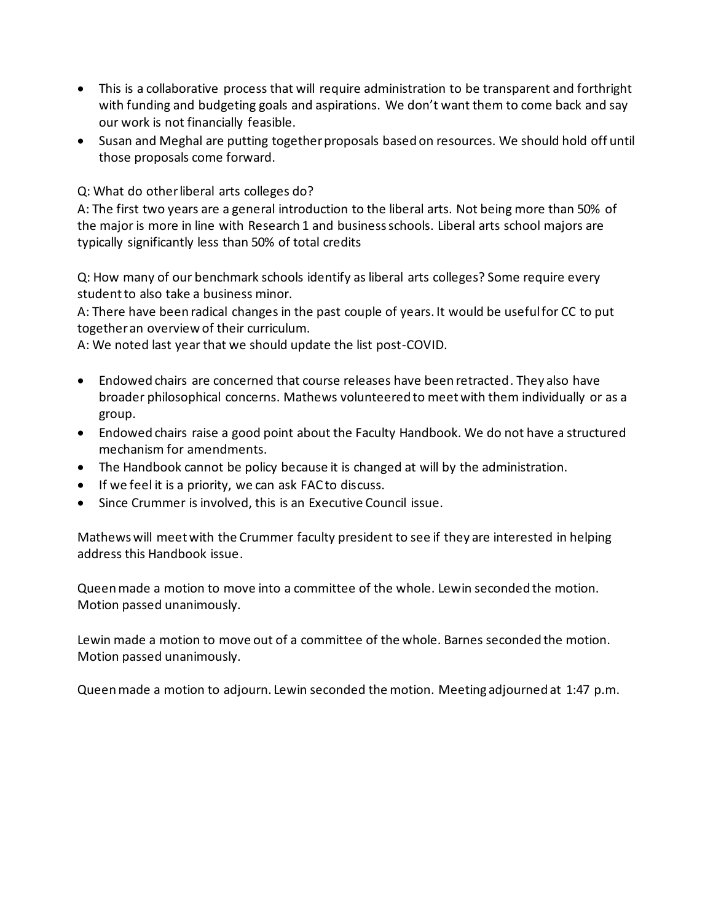- This is a collaborative process that will require administration to be transparent and forthright with funding and budgeting goals and aspirations. We don't want them to come back and say our work is not financially feasible.
- Susan and Meghal are putting together proposals based on resources. We should hold off until those proposals come forward.

Q: What do other liberal arts colleges do?
A: The first two years are a general introduction to the liberal arts. Not being more than 50% of the major is more in line with Research 1 and business schools. Liberal arts school majors are typically significantly less than 50% of total credits

Q: How many of our benchmark schools identify as liberal arts colleges? Some require every student to also take a business minor.
A: There have been radical changes in the past couple of years. It would be useful for CC to put together an overview of their curriculum.
A: We noted last year that we should update the list post-COVID.

- Endowed chairs are concerned that course releases have been retracted. They also have broader philosophical concerns. Mathews volunteered to meet with them individually or as a group.
- Endowed chairs raise a good point about the Faculty Handbook. We do not have a structured mechanism for amendments.
- The Handbook cannot be policy because it is changed at will by the administration.
- If we feel it is a priority, we can ask FAC to discuss.
- Since Crummer is involved, this is an Executive Council issue.

Mathews will meet with the Crummer faculty president to see if they are interested in helping address this Handbook issue.

Queen made a motion to move into a committee of the whole. Lewin seconded the motion. Motion passed unanimously.

Lewin made a motion to move out of a committee of the whole. Barnes seconded the motion. Motion passed unanimously.

Queen made a motion to adjourn. Lewin seconded the motion. Meeting adjourned at 1:47 p.m.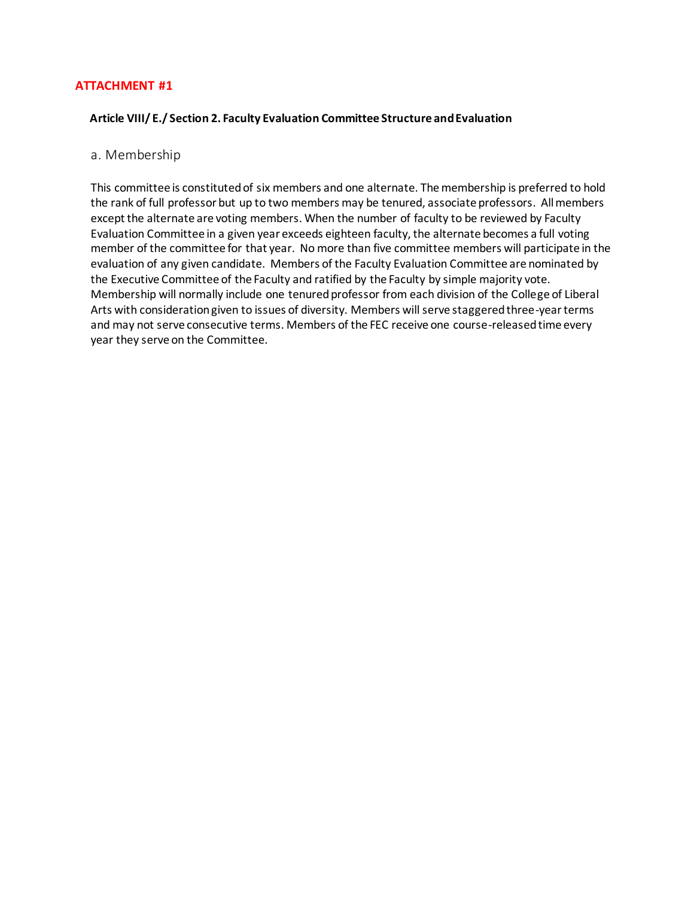**ATTACHMENT #1**

**Article VIII/ E./ Section 2. Faculty Evaluation Committee Structure and Evaluation**

### a. Membership

This committee is constituted of six members and one alternate. The membership is preferred to hold the rank of full professor but up to two members may be tenured, associate professors. All members except the alternate are voting members. When the number of faculty to be reviewed by Faculty Evaluation Committee in a given year exceeds eighteen faculty, the alternate becomes a full voting member of the committee for that year. No more than five committee members will participate in the evaluation of any given candidate. Members of the Faculty Evaluation Committee are nominated by the Executive Committee of the Faculty and ratified by the Faculty by simple majority vote. Membership will normally include one tenured professor from each division of the College of Liberal Arts with consideration given to issues of diversity. Members will serve staggered three-year terms and may not serve consecutive terms. Members of the FEC receive one course-released time every year they serve on the Committee.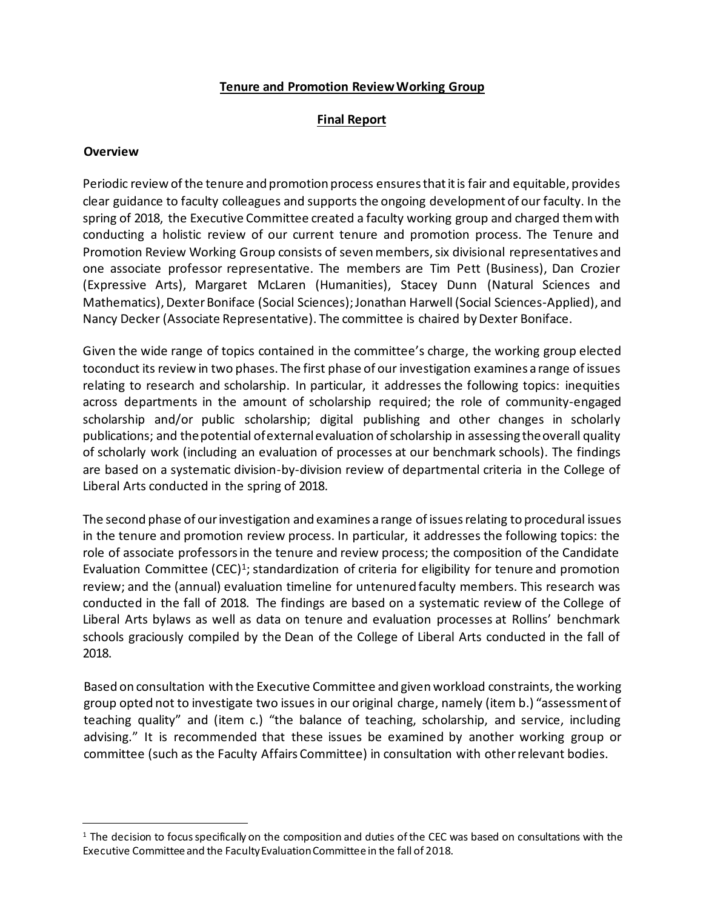**Tenure and Promotion Review Working Group**

**Final Report**

**Overview**

Periodic review of the tenure and promotion process ensures that it is fair and equitable, provides clear guidance to faculty colleagues and supports the ongoing development of our faculty. In the spring of 2018, the Executive Committee created a faculty working group and charged them with conducting a holistic review of our current tenure and promotion process. The Tenure and Promotion Review Working Group consists of seven members, six divisional representatives and one associate professor representative. The members are Tim Pett (Business), Dan Crozier (Expressive Arts), Margaret McLaren (Humanities), Stacey Dunn (Natural Sciences and Mathematics), Dexter Boniface (Social Sciences); Jonathan Harwell (Social Sciences-Applied), and Nancy Decker (Associate Representative). The committee is chaired by Dexter Boniface.

Given the wide range of topics contained in the committee's charge, the working group elected toconduct its review in two phases. The first phase of our investigation examines a range of issues relating to research and scholarship. In particular, it addresses the following topics: inequities across departments in the amount of scholarship required; the role of community-engaged scholarship and/or public scholarship; digital publishing and other changes in scholarly publications; and the potential of external evaluation of scholarship in assessing the overall quality of scholarly work (including an evaluation of processes at our benchmark schools). The findings are based on a systematic division-by-division review of departmental criteria in the College of Liberal Arts conducted in the spring of 2018.

The second phase of our investigation and examines a range of issues relating to procedural issues in the tenure and promotion review process. In particular, it addresses the following topics: the role of associate professors in the tenure and review process; the composition of the Candidate Evaluation Committee (CEC)[1]; standardization of criteria for eligibility for tenure and promotion review; and the (annual) evaluation timeline for untenured faculty members. This research was conducted in the fall of 2018. The findings are based on a systematic review of the College of Liberal Arts bylaws as well as data on tenure and evaluation processes at Rollins' benchmark schools graciously compiled by the Dean of the College of Liberal Arts conducted in the fall of 2018.

Based on consultation with the Executive Committee and given workload constraints, the working group opted not to investigate two issues in our original charge, namely (item b.) "assessment of teaching quality" and (item c.) "the balance of teaching, scholarship, and service, including advising." It is recommended that these issues be examined by another working group or committee (such as the Faculty Affairs Committee) in consultation with other relevant bodies.

---

[1] The decision to focus specifically on the composition and duties of the CEC was based on consultations with the Executive Committee and the Faculty Evaluation Committee in the fall of 2018.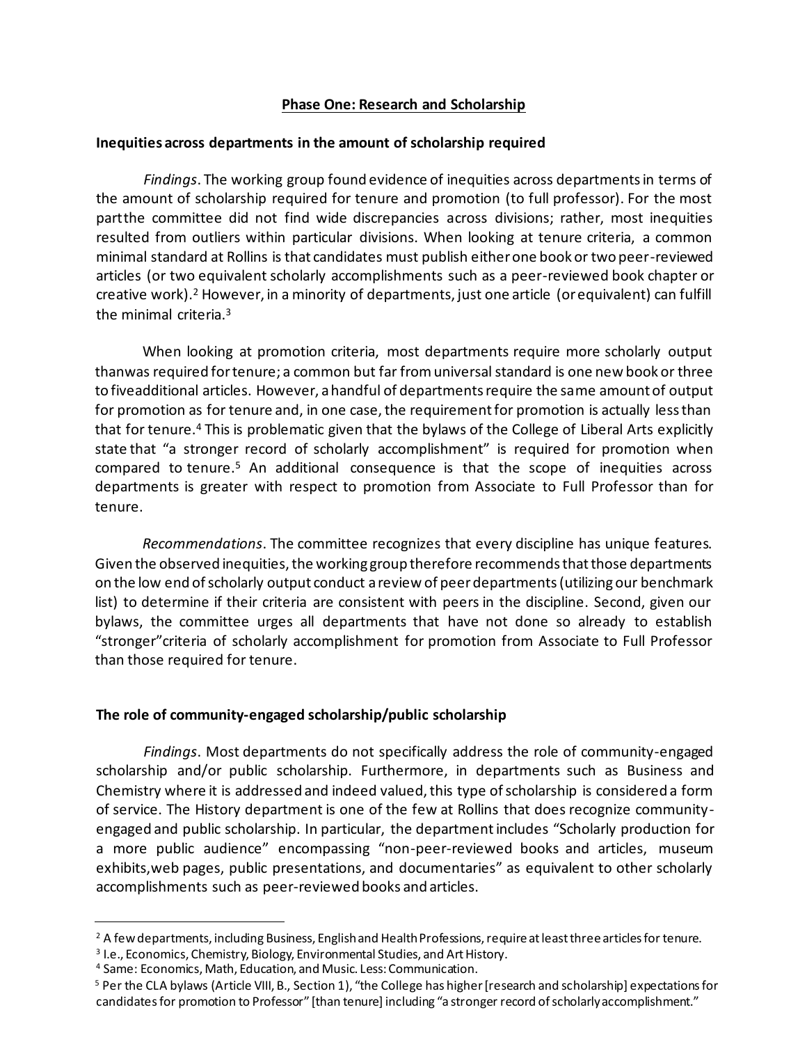## Phase One: Research and Scholarship

### Inequities across departments in the amount of scholarship required

*Findings*. The working group found evidence of inequities across departments in terms of the amount of scholarship required for tenure and promotion (to full professor). For the most part the committee did not find wide discrepancies across divisions; rather, most inequities resulted from outliers within particular divisions. When looking at tenure criteria, a common minimal standard at Rollins is that candidates must publish either one book or two peer-reviewed articles (or two equivalent scholarly accomplishments such as a peer-reviewed book chapter or creative work).[2] However, in a minority of departments, just one article (or equivalent) can fulfill the minimal criteria.[3]

When looking at promotion criteria, most departments require more scholarly output than was required for tenure; a common but far from universal standard is one new book or three to five additional articles. However, a handful of departments require the same amount of output for promotion as for tenure and, in one case, the requirement for promotion is actually less than that for tenure.[4] This is problematic given that the bylaws of the College of Liberal Arts explicitly state that "a stronger record of scholarly accomplishment" is required for promotion when compared to tenure.[5] An additional consequence is that the scope of inequities across departments is greater with respect to promotion from Associate to Full Professor than for tenure.

*Recommendations*. The committee recognizes that every discipline has unique features. Given the observed inequities, the working group therefore recommends that those departments on the low end of scholarly output conduct a review of peer departments (utilizing our benchmark list) to determine if their criteria are consistent with peers in the discipline. Second, given our bylaws, the committee urges all departments that have not done so already to establish "stronger" criteria of scholarly accomplishment for promotion from Associate to Full Professor than those required for tenure.

### The role of community-engaged scholarship/public scholarship

*Findings*. Most departments do not specifically address the role of community-engaged scholarship and/or public scholarship. Furthermore, in departments such as Business and Chemistry where it is addressed and indeed valued, this type of scholarship is considered a form of service. The History department is one of the few at Rollins that does recognize community-engaged and public scholarship. In particular, the department includes "Scholarly production for a more public audience" encompassing "non-peer-reviewed books and articles, museum exhibits, web pages, public presentations, and documentaries" as equivalent to other scholarly accomplishments such as peer-reviewed books and articles.

---

[2] A few departments, including Business, English and Health Professions, require at least three articles for tenure.

[3] I.e., Economics, Chemistry, Biology, Environmental Studies, and Art History.

[4] Same: Economics, Math, Education, and Music. Less: Communication.

[5] Per the CLA bylaws (Article VIII, B., Section 1), "the College has higher [research and scholarship] expectations for candidates for promotion to Professor" [than tenure] including "a stronger record of scholarly accomplishment."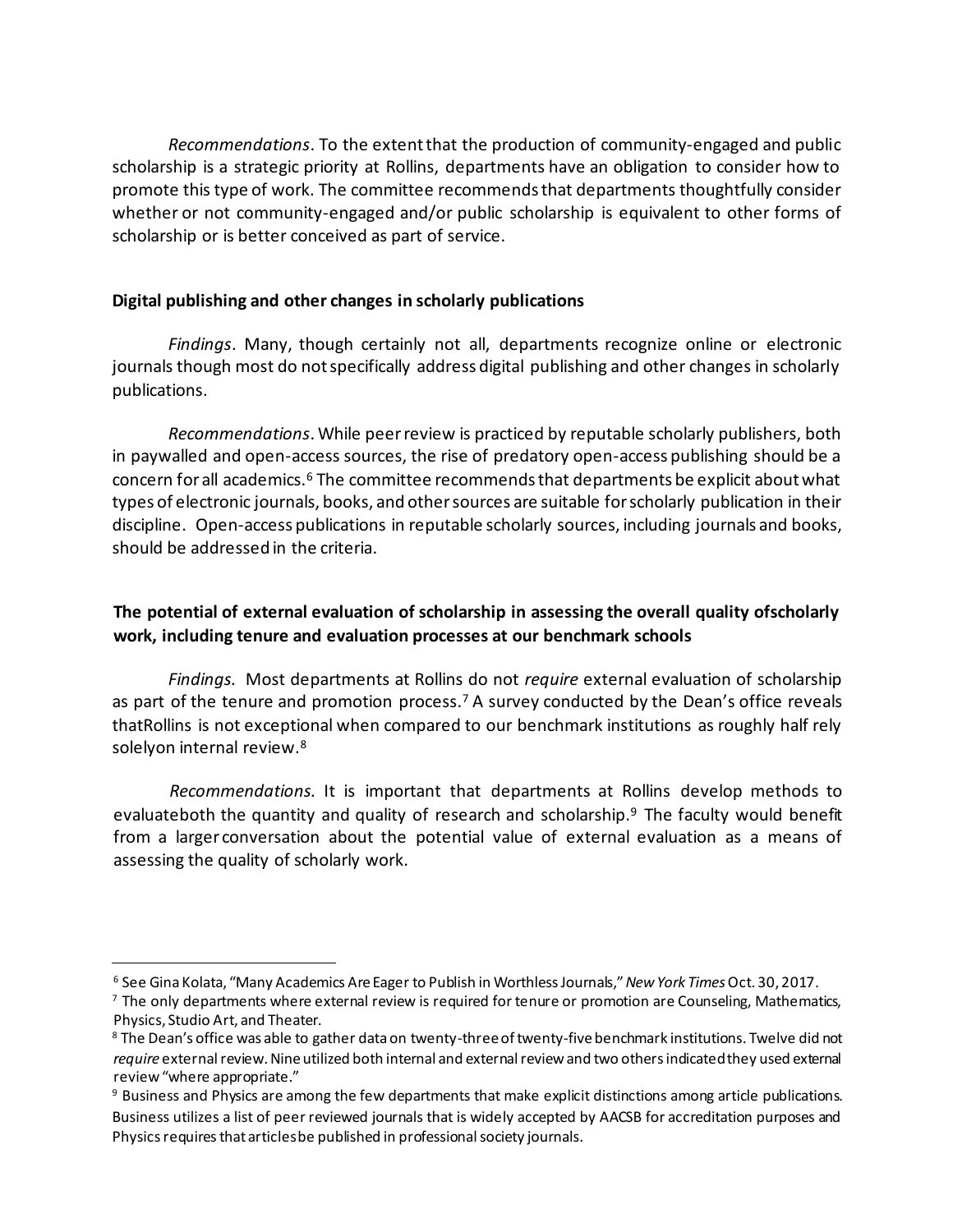*Recommendations*. To the extent that the production of community-engaged and public scholarship is a strategic priority at Rollins, departments have an obligation to consider how to promote this type of work. The committee recommends that departments thoughtfully consider whether or not community-engaged and/or public scholarship is equivalent to other forms of scholarship or is better conceived as part of service.

**Digital publishing and other changes in scholarly publications**

*Findings*. Many, though certainly not all, departments recognize online or electronic journals though most do not specifically address digital publishing and other changes in scholarly publications.

*Recommendations*. While peer review is practiced by reputable scholarly publishers, both in paywalled and open-access sources, the rise of predatory open-access publishing should be a concern for all academics.[6] The committee recommends that departments be explicit about what types of electronic journals, books, and other sources are suitable for scholarly publication in their discipline. Open-access publications in reputable scholarly sources, including journals and books, should be addressed in the criteria.

**The potential of external evaluation of scholarship in assessing the overall quality ofscholarly work, including tenure and evaluation processes at our benchmark schools**

*Findings.* Most departments at Rollins do not *require* external evaluation of scholarship as part of the tenure and promotion process.[7] A survey conducted by the Dean's office reveals thatRollins is not exceptional when compared to our benchmark institutions as roughly half rely solelyon internal review.[8]

*Recommendations.* It is important that departments at Rollins develop methods to evaluateboth the quantity and quality of research and scholarship.[9] The faculty would benefit from a larger conversation about the potential value of external evaluation as a means of assessing the quality of scholarly work.

---

[6] See Gina Kolata, "Many Academics Are Eager to Publish in Worthless Journals," *New York Times* Oct. 30, 2017.

[7] The only departments where external review is required for tenure or promotion are Counseling, Mathematics, Physics, Studio Art, and Theater.

[8] The Dean's office was able to gather data on twenty-three of twenty-five benchmark institutions. Twelve did not *require* external review. Nine utilized both internal and external review and two others indicated they used external review "where appropriate."

[9] Business and Physics are among the few departments that make explicit distinctions among article publications. Business utilizes a list of peer reviewed journals that is widely accepted by AACSB for accreditation purposes and Physics requires that articles be published in professional society journals.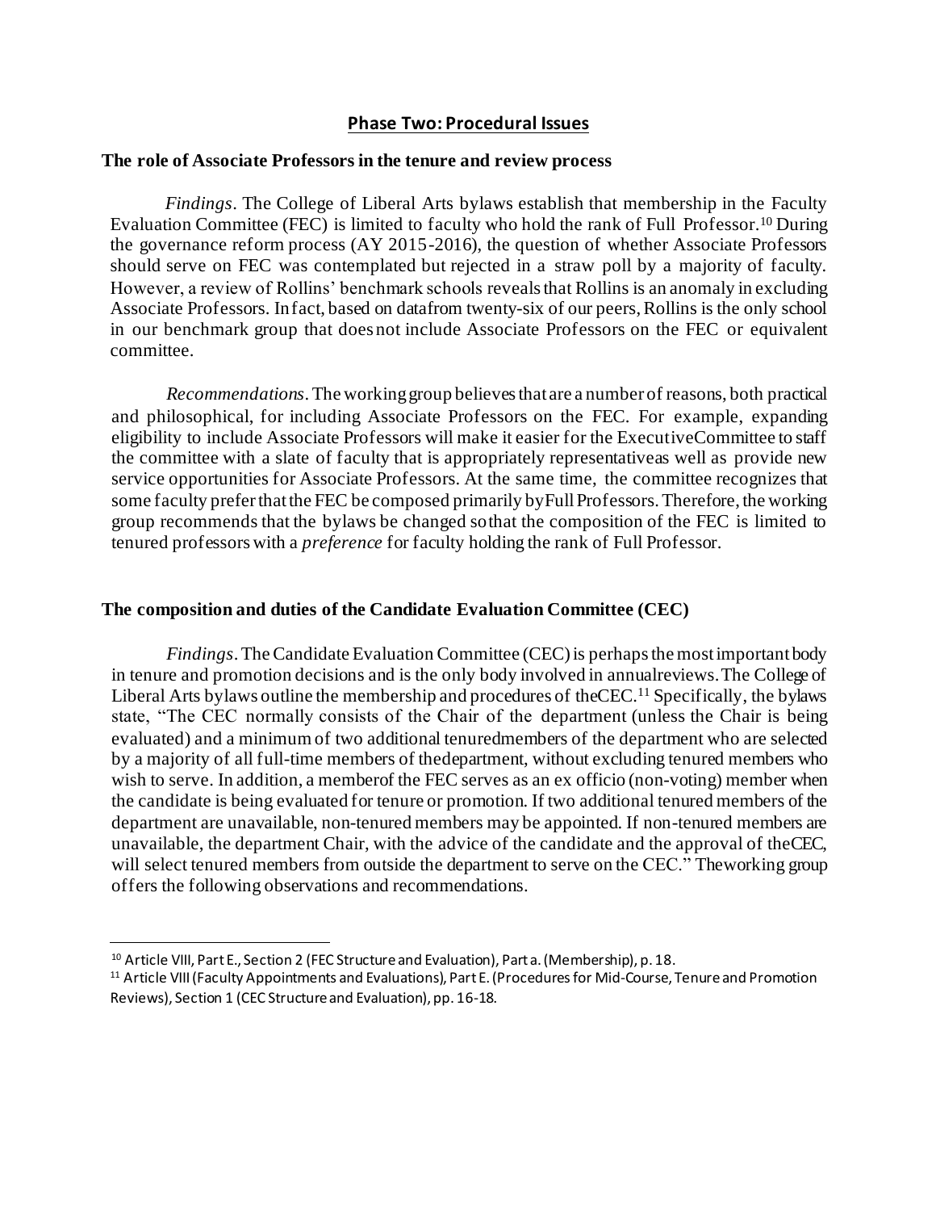## Phase Two: Procedural Issues

### The role of Associate Professors in the tenure and review process

*Findings*. The College of Liberal Arts bylaws establish that membership in the Faculty Evaluation Committee (FEC) is limited to faculty who hold the rank of Full Professor.[10] During the governance reform process (AY 2015-2016), the question of whether Associate Professors should serve on FEC was contemplated but rejected in a straw poll by a majority of faculty. However, a review of Rollins' benchmark schools reveals that Rollins is an anomaly in excluding Associate Professors. In fact, based on data from twenty-six of our peers, Rollins is the only school in our benchmark group that does not include Associate Professors on the FEC or equivalent committee.

*Recommendations*. The working group believes that are a number of reasons, both practical and philosophical, for including Associate Professors on the FEC. For example, expanding eligibility to include Associate Professors will make it easier for the Executive Committee to staff the committee with a slate of faculty that is appropriately representative as well as provide new service opportunities for Associate Professors. At the same time, the committee recognizes that some faculty prefer that the FEC be composed primarily by Full Professors. Therefore, the working group recommends that the bylaws be changed so that the composition of the FEC is limited to tenured professors with a *preference* for faculty holding the rank of Full Professor.

### The composition and duties of the Candidate Evaluation Committee (CEC)

*Findings*. The Candidate Evaluation Committee (CEC) is perhaps the most important body in tenure and promotion decisions and is the only body involved in annual reviews. The College of Liberal Arts bylaws outline the membership and procedures of the CEC.[11] Specifically, the bylaws state, "The CEC normally consists of the Chair of the department (unless the Chair is being evaluated) and a minimum of two additional tenured members of the department who are selected by a majority of all full-time members of the department, without excluding tenured members who wish to serve. In addition, a member of the FEC serves as an ex officio (non-voting) member when the candidate is being evaluated for tenure or promotion. If two additional tenured members of the department are unavailable, non-tenured members may be appointed. If non-tenured members are unavailable, the department Chair, with the advice of the candidate and the approval of the CEC, will select tenured members from outside the department to serve on the CEC." The working group offers the following observations and recommendations.

---

[10] Article VIII, Part E., Section 2 (FEC Structure and Evaluation), Part a. (Membership), p. 18.

[11] Article VIII (Faculty Appointments and Evaluations), Part E. (Procedures for Mid-Course, Tenure and Promotion Reviews), Section 1 (CEC Structure and Evaluation), pp. 16-18.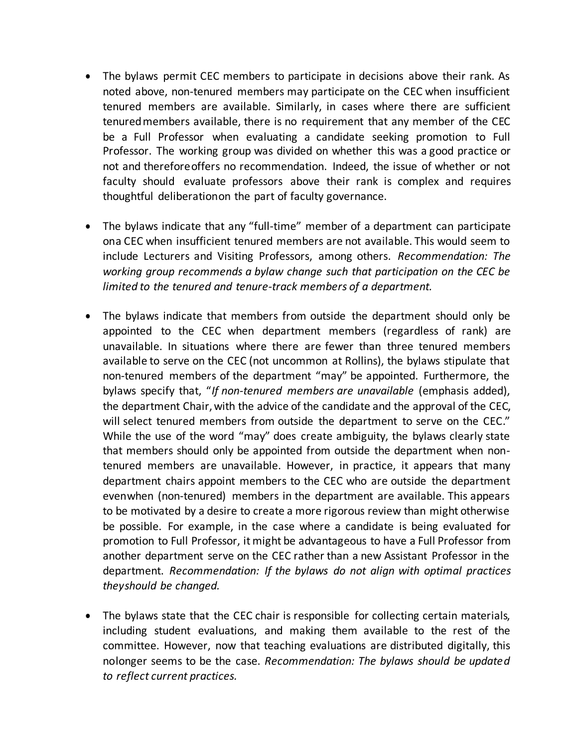- The bylaws permit CEC members to participate in decisions above their rank. As noted above, non-tenured members may participate on the CEC when insufficient tenured members are available. Similarly, in cases where there are sufficient tenured members available, there is no requirement that any member of the CEC be a Full Professor when evaluating a candidate seeking promotion to Full Professor. The working group was divided on whether this was a good practice or not and therefore offers no recommendation. Indeed, the issue of whether or not faculty should evaluate professors above their rank is complex and requires thoughtful deliberation on the part of faculty governance.

- The bylaws indicate that any "full-time" member of a department can participate on a CEC when insufficient tenured members are not available. This would seem to include Lecturers and Visiting Professors, among others. *Recommendation: The working group recommends a bylaw change such that participation on the CEC be limited to the tenured and tenure-track members of a department.*

- The bylaws indicate that members from outside the department should only be appointed to the CEC when department members (regardless of rank) are unavailable. In situations where there are fewer than three tenured members available to serve on the CEC (not uncommon at Rollins), the bylaws stipulate that non-tenured members of the department "may" be appointed. Furthermore, the bylaws specify that, "*If non-tenured members are unavailable* (emphasis added), the department Chair, with the advice of the candidate and the approval of the CEC, will select tenured members from outside the department to serve on the CEC." While the use of the word "may" does create ambiguity, the bylaws clearly state that members should only be appointed from outside the department when non-tenured members are unavailable. However, in practice, it appears that many department chairs appoint members to the CEC who are outside the department even when (non-tenured) members in the department are available. This appears to be motivated by a desire to create a more rigorous review than might otherwise be possible. For example, in the case where a candidate is being evaluated for promotion to Full Professor, it might be advantageous to have a Full Professor from another department serve on the CEC rather than a new Assistant Professor in the department. *Recommendation: If the bylaws do not align with optimal practices they should be changed.*

- The bylaws state that the CEC chair is responsible for collecting certain materials, including student evaluations, and making them available to the rest of the committee. However, now that teaching evaluations are distributed digitally, this no longer seems to be the case. *Recommendation: The bylaws should be updated to reflect current practices.*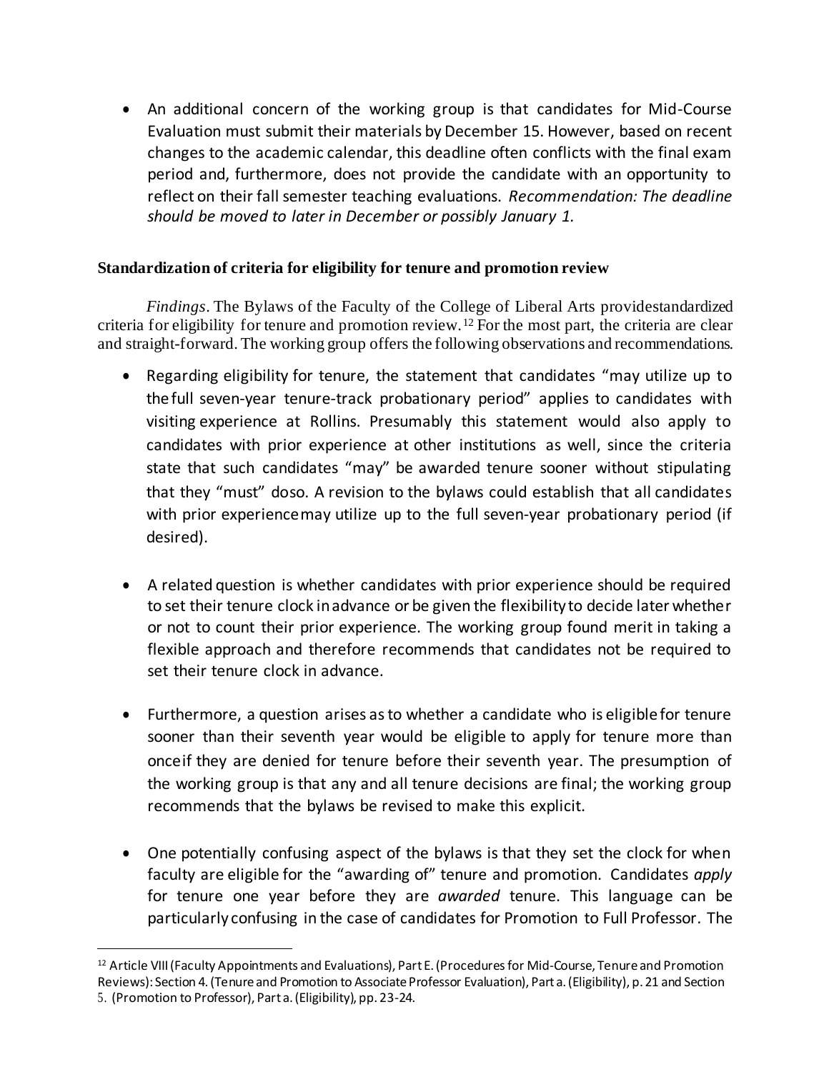- An additional concern of the working group is that candidates for Mid-Course Evaluation must submit their materials by December 15. However, based on recent changes to the academic calendar, this deadline often conflicts with the final exam period and, furthermore, does not provide the candidate with an opportunity to reflect on their fall semester teaching evaluations. *Recommendation: The deadline should be moved to later in December or possibly January 1.*

### Standardization of criteria for eligibility for tenure and promotion review

*Findings*. The Bylaws of the Faculty of the College of Liberal Arts providestandardized criteria for eligibility for tenure and promotion review.[12] For the most part, the criteria are clear and straight-forward. The working group offers the following observations and recommendations.

- Regarding eligibility for tenure, the statement that candidates "may utilize up to the full seven-year tenure-track probationary period" applies to candidates with visiting experience at Rollins. Presumably this statement would also apply to candidates with prior experience at other institutions as well, since the criteria state that such candidates "may" be awarded tenure sooner without stipulating that they "must" doso. A revision to the bylaws could establish that all candidates with prior experiencemay utilize up to the full seven-year probationary period (if desired).

- A related question is whether candidates with prior experience should be required to set their tenure clock in advance or be given the flexibility to decide later whether or not to count their prior experience. The working group found merit in taking a flexible approach and therefore recommends that candidates not be required to set their tenure clock in advance.

- Furthermore, a question arises as to whether a candidate who is eligible for tenure sooner than their seventh year would be eligible to apply for tenure more than onceif they are denied for tenure before their seventh year. The presumption of the working group is that any and all tenure decisions are final; the working group recommends that the bylaws be revised to make this explicit.

- One potentially confusing aspect of the bylaws is that they set the clock for when faculty are eligible for the "awarding of" tenure and promotion. Candidates *apply* for tenure one year before they are *awarded* tenure. This language can be particularly confusing in the case of candidates for Promotion to Full Professor. The

[12] Article VIII (Faculty Appointments and Evaluations), Part E. (Procedures for Mid-Course, Tenure and Promotion Reviews): Section 4. (Tenure and Promotion to Associate Professor Evaluation), Part a. (Eligibility), p. 21 and Section 5. (Promotion to Professor), Part a. (Eligibility), pp. 23-24.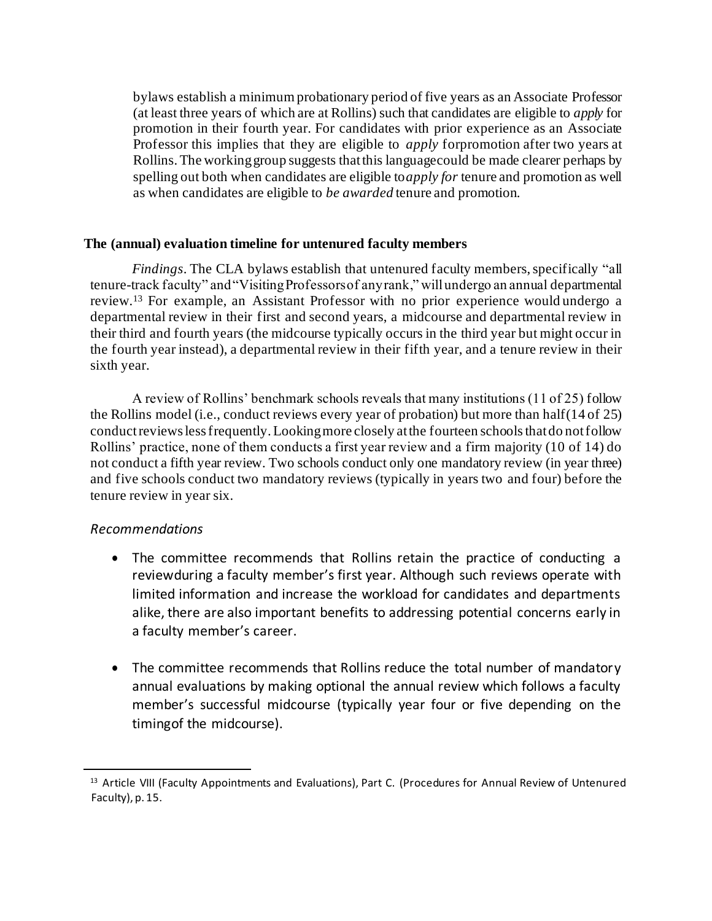bylaws establish a minimum probationary period of five years as an Associate Professor (at least three years of which are at Rollins) such that candidates are eligible to *apply* for promotion in their fourth year. For candidates with prior experience as an Associate Professor this implies that they are eligible to *apply* forpromotion after two years at Rollins. The working group suggests that this languagecould be made clearer perhaps by spelling out both when candidates are eligible to*apply for* tenure and promotion as well as when candidates are eligible to *be awarded* tenure and promotion.

**The (annual) evaluation timeline for untenured faculty members**

*Findings*. The CLA bylaws establish that untenured faculty members, specifically "all tenure-track faculty" and "Visiting Professors of any rank," will undergo an annual departmental review.[13] For example, an Assistant Professor with no prior experience would undergo a departmental review in their first and second years, a midcourse and departmental review in their third and fourth years (the midcourse typically occurs in the third year but might occur in the fourth year instead), a departmental review in their fifth year, and a tenure review in their sixth year.

A review of Rollins' benchmark schools reveals that many institutions (11 of 25) follow the Rollins model (i.e., conduct reviews every year of probation) but more than half (14 of 25) conduct reviews less frequently. Looking more closely at the fourteen schools that do not follow Rollins' practice, none of them conducts a first year review and a firm majority (10 of 14) do not conduct a fifth year review. Two schools conduct only one mandatory review (in year three) and five schools conduct two mandatory reviews (typically in years two and four) before the tenure review in year six.

*Recommendations*

- The committee recommends that Rollins retain the practice of conducting a reviewduring a faculty member's first year. Although such reviews operate with limited information and increase the workload for candidates and departments alike, there are also important benefits to addressing potential concerns early in a faculty member's career.
- The committee recommends that Rollins reduce the total number of mandatory annual evaluations by making optional the annual review which follows a faculty member's successful midcourse (typically year four or five depending on the timingof the midcourse).

---

[13] Article VIII (Faculty Appointments and Evaluations), Part C. (Procedures for Annual Review of Untenured Faculty), p. 15.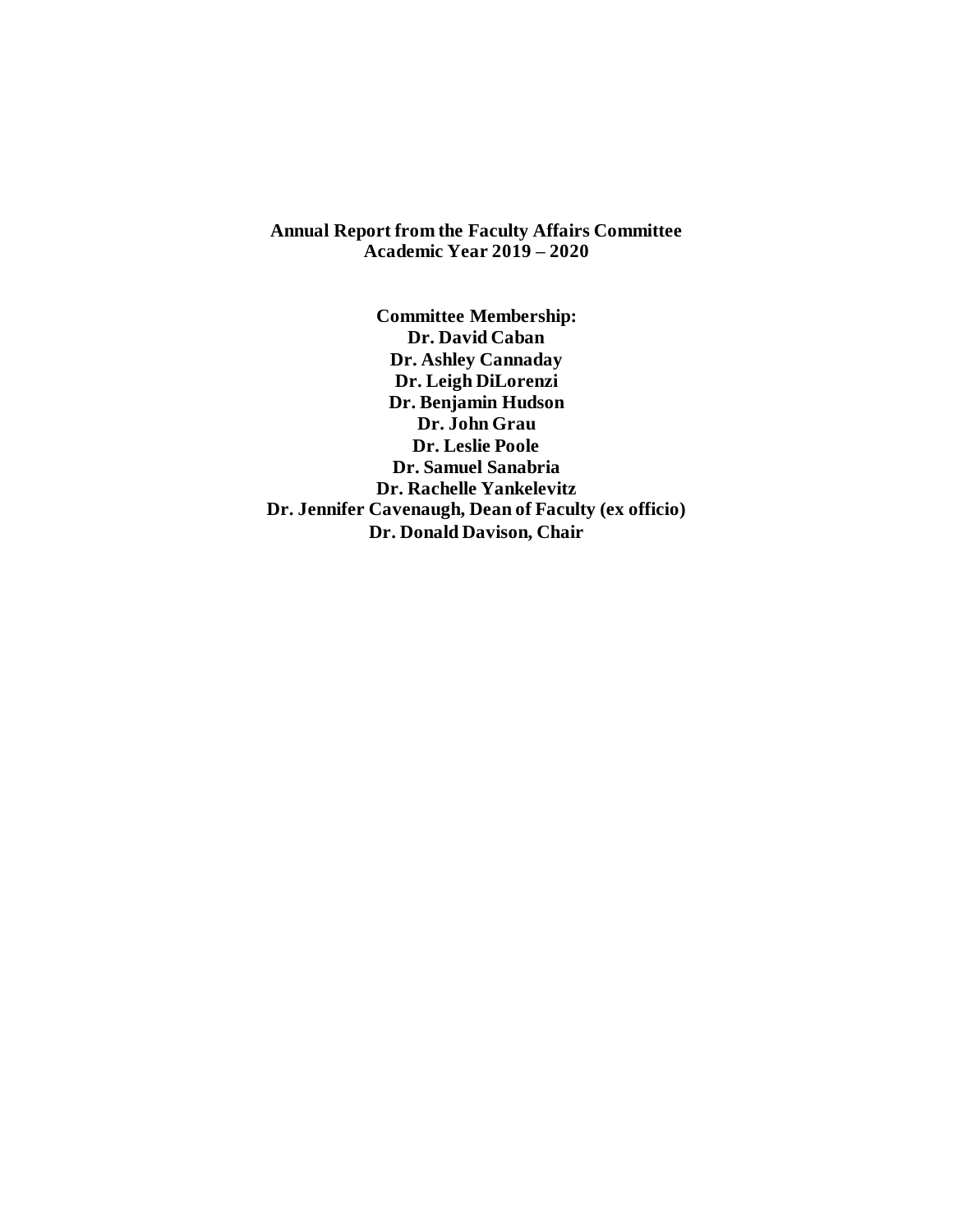**Annual Report from the Faculty Affairs Committee**
**Academic Year 2019 – 2020**

**Committee Membership:**
**Dr. David Caban**
**Dr. Ashley Cannaday**
**Dr. Leigh DiLorenzi**
**Dr. Benjamin Hudson**
**Dr. John Grau**
**Dr. Leslie Poole**
**Dr. Samuel Sanabria**
**Dr. Rachelle Yankelevitz**
**Dr. Jennifer Cavenaugh, Dean of Faculty (ex officio)**
**Dr. Donald Davison, Chair**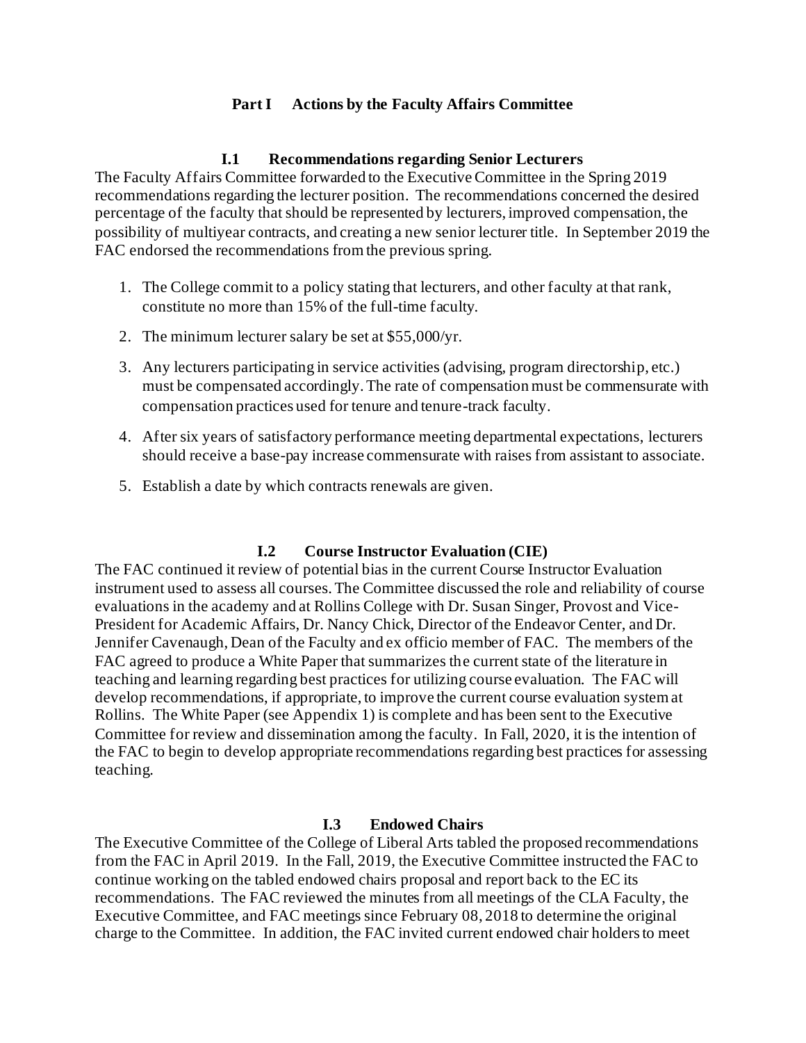# Part I Actions by the Faculty Affairs Committee

## I.1 Recommendations regarding Senior Lecturers

The Faculty Affairs Committee forwarded to the Executive Committee in the Spring 2019 recommendations regarding the lecturer position. The recommendations concerned the desired percentage of the faculty that should be represented by lecturers, improved compensation, the possibility of multiyear contracts, and creating a new senior lecturer title. In September 2019 the FAC endorsed the recommendations from the previous spring.

1. The College commit to a policy stating that lecturers, and other faculty at that rank, constitute no more than 15% of the full-time faculty.
2. The minimum lecturer salary be set at $55,000/yr.
3. Any lecturers participating in service activities (advising, program directorship, etc.) must be compensated accordingly. The rate of compensation must be commensurate with compensation practices used for tenure and tenure-track faculty.
4. After six years of satisfactory performance meeting departmental expectations, lecturers should receive a base-pay increase commensurate with raises from assistant to associate.
5. Establish a date by which contracts renewals are given.

## I.2 Course Instructor Evaluation (CIE)

The FAC continued it review of potential bias in the current Course Instructor Evaluation instrument used to assess all courses. The Committee discussed the role and reliability of course evaluations in the academy and at Rollins College with Dr. Susan Singer, Provost and Vice-President for Academic Affairs, Dr. Nancy Chick, Director of the Endeavor Center, and Dr. Jennifer Cavenaugh, Dean of the Faculty and ex officio member of FAC. The members of the FAC agreed to produce a White Paper that summarizes the current state of the literature in teaching and learning regarding best practices for utilizing course evaluation. The FAC will develop recommendations, if appropriate, to improve the current course evaluation system at Rollins. The White Paper (see Appendix 1) is complete and has been sent to the Executive Committee for review and dissemination among the faculty. In Fall, 2020, it is the intention of the FAC to begin to develop appropriate recommendations regarding best practices for assessing teaching.

## I.3 Endowed Chairs

The Executive Committee of the College of Liberal Arts tabled the proposed recommendations from the FAC in April 2019. In the Fall, 2019, the Executive Committee instructed the FAC to continue working on the tabled endowed chairs proposal and report back to the EC its recommendations. The FAC reviewed the minutes from all meetings of the CLA Faculty, the Executive Committee, and FAC meetings since February 08, 2018 to determine the original charge to the Committee. In addition, the FAC invited current endowed chair holders to meet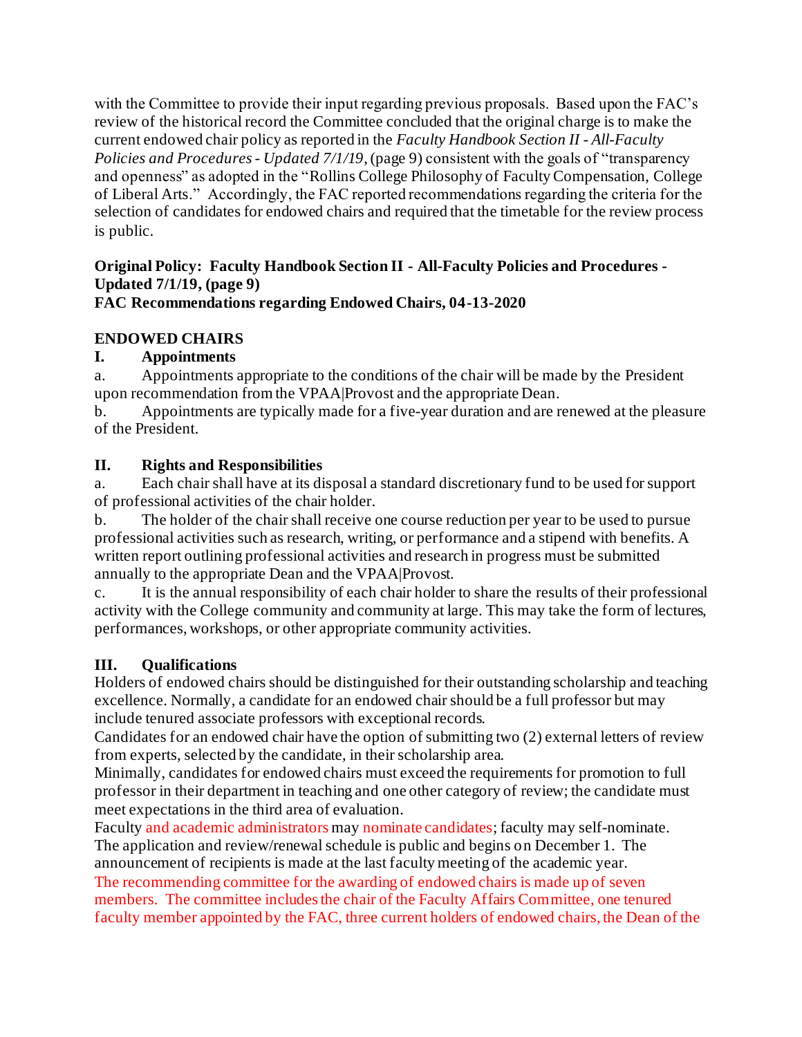with the Committee to provide their input regarding previous proposals. Based upon the FAC's review of the historical record the Committee concluded that the original charge is to make the current endowed chair policy as reported in the *Faculty Handbook Section II - All-Faculty Policies and Procedures - Updated 7/1/19*, (page 9) consistent with the goals of "transparency and openness" as adopted in the "Rollins College Philosophy of Faculty Compensation, College of Liberal Arts." Accordingly, the FAC reported recommendations regarding the criteria for the selection of candidates for endowed chairs and required that the timetable for the review process is public.

**Original Policy: Faculty Handbook Section II - All-Faculty Policies and Procedures - Updated 7/1/19, (page 9)**
**FAC Recommendations regarding Endowed Chairs, 04-13-2020**

**ENDOWED CHAIRS**

**I. Appointments**

a. Appointments appropriate to the conditions of the chair will be made by the President upon recommendation from the VPAA|Provost and the appropriate Dean.

b. Appointments are typically made for a five-year duration and are renewed at the pleasure of the President.

**II. Rights and Responsibilities**

a. Each chair shall have at its disposal a standard discretionary fund to be used for support of professional activities of the chair holder.

b. The holder of the chair shall receive one course reduction per year to be used to pursue professional activities such as research, writing, or performance and a stipend with benefits. A written report outlining professional activities and research in progress must be submitted annually to the appropriate Dean and the VPAA|Provost.

c. It is the annual responsibility of each chair holder to share the results of their professional activity with the College community and community at large. This may take the form of lectures, performances, workshops, or other appropriate community activities.

**III. Qualifications**

Holders of endowed chairs should be distinguished for their outstanding scholarship and teaching excellence. Normally, a candidate for an endowed chair should be a full professor but may include tenured associate professors with exceptional records.

Candidates for an endowed chair have the option of submitting two (2) external letters of review from experts, selected by the candidate, in their scholarship area.

Minimally, candidates for endowed chairs must exceed the requirements for promotion to full professor in their department in teaching and one other category of review; the candidate must meet expectations in the third area of evaluation.

Faculty and academic administrators may nominate candidates; faculty may self-nominate.

The application and review/renewal schedule is public and begins on December 1. The announcement of recipients is made at the last faculty meeting of the academic year.

The recommending committee for the awarding of endowed chairs is made up of seven members. The committee includes the chair of the Faculty Affairs Committee, one tenured faculty member appointed by the FAC, three current holders of endowed chairs, the Dean of the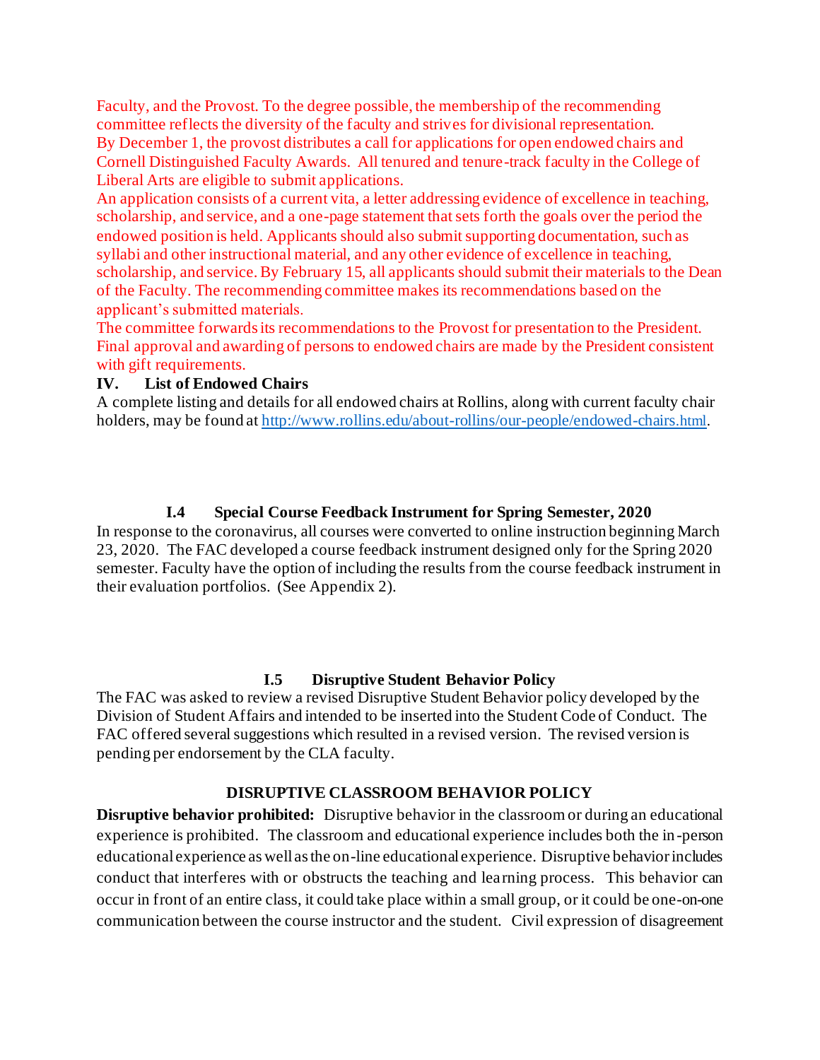Faculty, and the Provost. To the degree possible, the membership of the recommending committee reflects the diversity of the faculty and strives for divisional representation.

By December 1, the provost distributes a call for applications for open endowed chairs and Cornell Distinguished Faculty Awards. All tenured and tenure-track faculty in the College of Liberal Arts are eligible to submit applications.

An application consists of a current vita, a letter addressing evidence of excellence in teaching, scholarship, and service, and a one-page statement that sets forth the goals over the period the endowed position is held. Applicants should also submit supporting documentation, such as syllabi and other instructional material, and any other evidence of excellence in teaching, scholarship, and service. By February 15, all applicants should submit their materials to the Dean of the Faculty. The recommending committee makes its recommendations based on the applicant's submitted materials.

The committee forwards its recommendations to the Provost for presentation to the President. Final approval and awarding of persons to endowed chairs are made by the President consistent with gift requirements.

**IV. List of Endowed Chairs**

A complete listing and details for all endowed chairs at Rollins, along with current faculty chair holders, may be found at http://www.rollins.edu/about-rollins/our-people/endowed-chairs.html.

### I.4 Special Course Feedback Instrument for Spring Semester, 2020

In response to the coronavirus, all courses were converted to online instruction beginning March 23, 2020. The FAC developed a course feedback instrument designed only for the Spring 2020 semester. Faculty have the option of including the results from the course feedback instrument in their evaluation portfolios. (See Appendix 2).

### I.5 Disruptive Student Behavior Policy

The FAC was asked to review a revised Disruptive Student Behavior policy developed by the Division of Student Affairs and intended to be inserted into the Student Code of Conduct. The FAC offered several suggestions which resulted in a revised version. The revised version is pending per endorsement by the CLA faculty.

**DISRUPTIVE CLASSROOM BEHAVIOR POLICY**

**Disruptive behavior prohibited:** Disruptive behavior in the classroom or during an educational experience is prohibited. The classroom and educational experience includes both the in-person educational experience as well as the on-line educational experience. Disruptive behavior includes conduct that interferes with or obstructs the teaching and learning process. This behavior can occur in front of an entire class, it could take place within a small group, or it could be one-on-one communication between the course instructor and the student. Civil expression of disagreement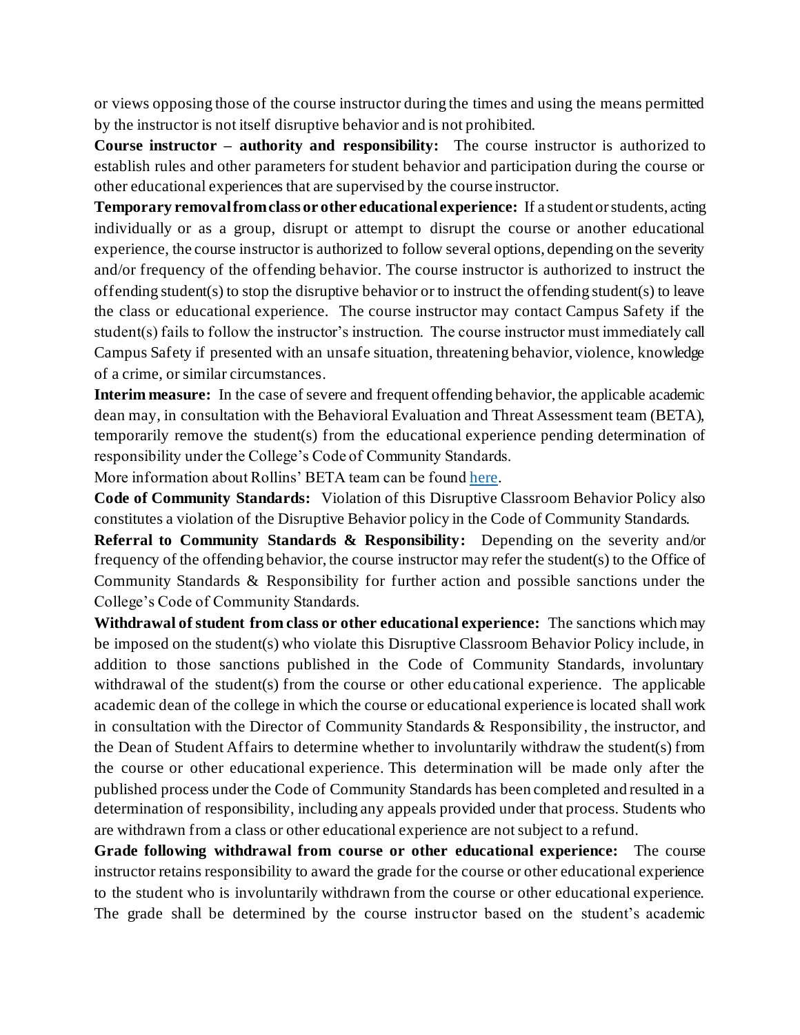or views opposing those of the course instructor during the times and using the means permitted by the instructor is not itself disruptive behavior and is not prohibited.

**Course instructor – authority and responsibility:** The course instructor is authorized to establish rules and other parameters for student behavior and participation during the course or other educational experiences that are supervised by the course instructor.

**Temporary removal from class or other educational experience:** If a student or students, acting individually or as a group, disrupt or attempt to disrupt the course or another educational experience, the course instructor is authorized to follow several options, depending on the severity and/or frequency of the offending behavior. The course instructor is authorized to instruct the offending student(s) to stop the disruptive behavior or to instruct the offending student(s) to leave the class or educational experience. The course instructor may contact Campus Safety if the student(s) fails to follow the instructor's instruction. The course instructor must immediately call Campus Safety if presented with an unsafe situation, threatening behavior, violence, knowledge of a crime, or similar circumstances.

**Interim measure:** In the case of severe and frequent offending behavior, the applicable academic dean may, in consultation with the Behavioral Evaluation and Threat Assessment team (BETA), temporarily remove the student(s) from the educational experience pending determination of responsibility under the College's Code of Community Standards.

More information about Rollins' BETA team can be found [here](here).

**Code of Community Standards:** Violation of this Disruptive Classroom Behavior Policy also constitutes a violation of the Disruptive Behavior policy in the Code of Community Standards.

**Referral to Community Standards & Responsibility:** Depending on the severity and/or frequency of the offending behavior, the course instructor may refer the student(s) to the Office of Community Standards & Responsibility for further action and possible sanctions under the College's Code of Community Standards.

**Withdrawal of student from class or other educational experience:** The sanctions which may be imposed on the student(s) who violate this Disruptive Classroom Behavior Policy include, in addition to those sanctions published in the Code of Community Standards, involuntary withdrawal of the student(s) from the course or other educational experience. The applicable academic dean of the college in which the course or educational experience is located shall work in consultation with the Director of Community Standards & Responsibility, the instructor, and the Dean of Student Affairs to determine whether to involuntarily withdraw the student(s) from the course or other educational experience. This determination will be made only after the published process under the Code of Community Standards has been completed and resulted in a determination of responsibility, including any appeals provided under that process. Students who are withdrawn from a class or other educational experience are not subject to a refund.

**Grade following withdrawal from course or other educational experience:** The course instructor retains responsibility to award the grade for the course or other educational experience to the student who is involuntarily withdrawn from the course or other educational experience. The grade shall be determined by the course instructor based on the student's academic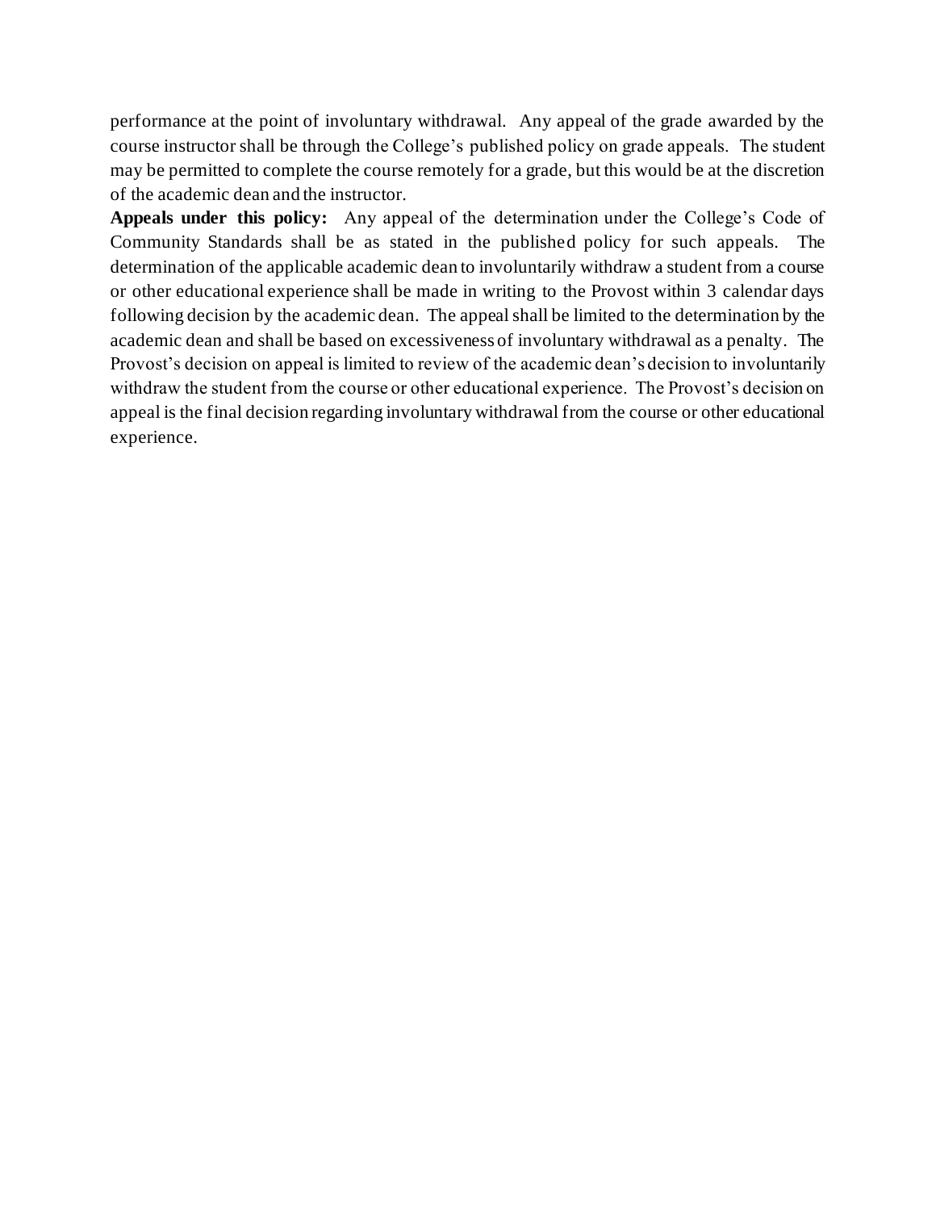performance at the point of involuntary withdrawal. Any appeal of the grade awarded by the course instructor shall be through the College's published policy on grade appeals. The student may be permitted to complete the course remotely for a grade, but this would be at the discretion of the academic dean and the instructor.

**Appeals under this policy:** Any appeal of the determination under the College's Code of Community Standards shall be as stated in the published policy for such appeals. The determination of the applicable academic dean to involuntarily withdraw a student from a course or other educational experience shall be made in writing to the Provost within 3 calendar days following decision by the academic dean. The appeal shall be limited to the determination by the academic dean and shall be based on excessiveness of involuntary withdrawal as a penalty. The Provost's decision on appeal is limited to review of the academic dean's decision to involuntarily withdraw the student from the course or other educational experience. The Provost's decision on appeal is the final decision regarding involuntary withdrawal from the course or other educational experience.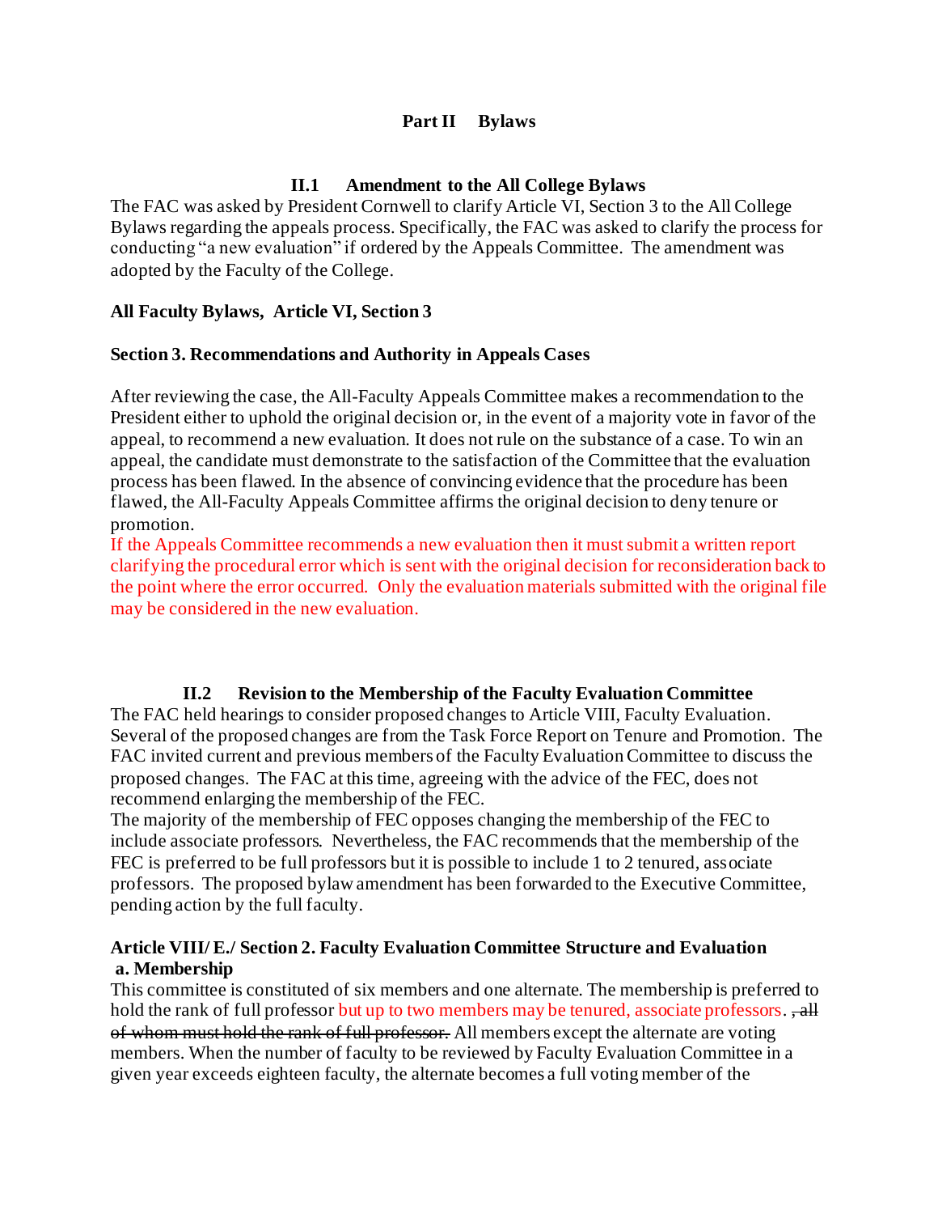# Part II Bylaws

## II.1 Amendment to the All College Bylaws

The FAC was asked by President Cornwell to clarify Article VI, Section 3 to the All College Bylaws regarding the appeals process. Specifically, the FAC was asked to clarify the process for conducting "a new evaluation" if ordered by the Appeals Committee. The amendment was adopted by the Faculty of the College.

**All Faculty Bylaws, Article VI, Section 3**

**Section 3. Recommendations and Authority in Appeals Cases**

After reviewing the case, the All-Faculty Appeals Committee makes a recommendation to the President either to uphold the original decision or, in the event of a majority vote in favor of the appeal, to recommend a new evaluation. It does not rule on the substance of a case. To win an appeal, the candidate must demonstrate to the satisfaction of the Committee that the evaluation process has been flawed. In the absence of convincing evidence that the procedure has been flawed, the All-Faculty Appeals Committee affirms the original decision to deny tenure or promotion.
If the Appeals Committee recommends a new evaluation then it must submit a written report clarifying the procedural error which is sent with the original decision for reconsideration back to the point where the error occurred. Only the evaluation materials submitted with the original file may be considered in the new evaluation.

## II.2 Revision to the Membership of the Faculty Evaluation Committee

The FAC held hearings to consider proposed changes to Article VIII, Faculty Evaluation. Several of the proposed changes are from the Task Force Report on Tenure and Promotion. The FAC invited current and previous members of the Faculty Evaluation Committee to discuss the proposed changes. The FAC at this time, agreeing with the advice of the FEC, does not recommend enlarging the membership of the FEC.
The majority of the membership of FEC opposes changing the membership of the FEC to include associate professors. Nevertheless, the FAC recommends that the membership of the FEC is preferred to be full professors but it is possible to include 1 to 2 tenured, associate professors. The proposed bylaw amendment has been forwarded to the Executive Committee, pending action by the full faculty.

**Article VIII/ E./ Section 2. Faculty Evaluation Committee Structure and Evaluation**
**a. Membership**

This committee is constituted of six members and one alternate. The membership is preferred to hold the rank of full professor but up to two members may be tenured, associate professors. ~~, all of whom must hold the rank of full professor.~~ All members except the alternate are voting members. When the number of faculty to be reviewed by Faculty Evaluation Committee in a given year exceeds eighteen faculty, the alternate becomes a full voting member of the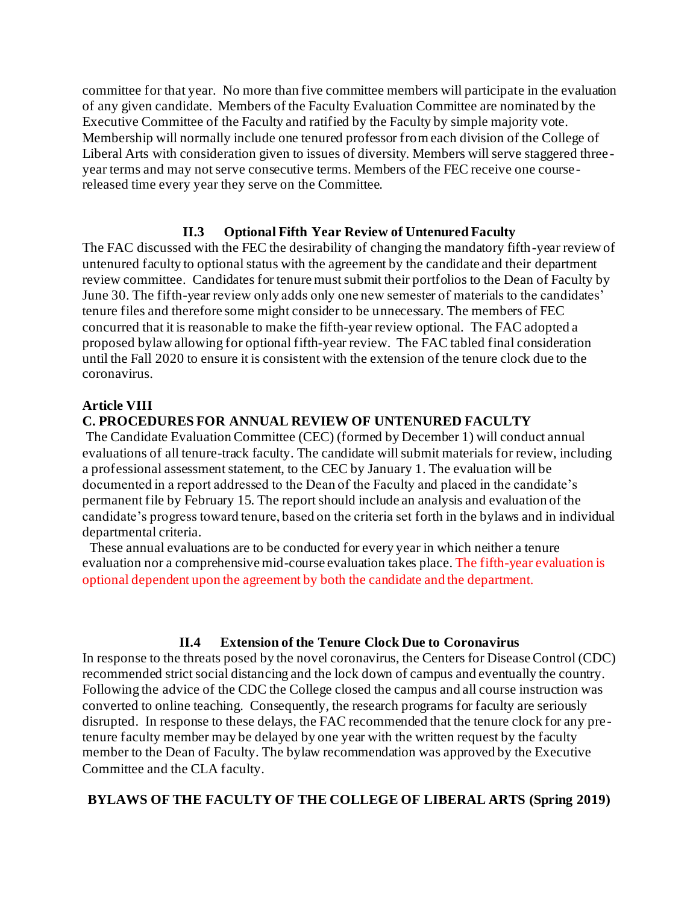committee for that year. No more than five committee members will participate in the evaluation of any given candidate. Members of the Faculty Evaluation Committee are nominated by the Executive Committee of the Faculty and ratified by the Faculty by simple majority vote. Membership will normally include one tenured professor from each division of the College of Liberal Arts with consideration given to issues of diversity. Members will serve staggered three-year terms and may not serve consecutive terms. Members of the FEC receive one course-released time every year they serve on the Committee.

### II.3 Optional Fifth Year Review of Untenured Faculty

The FAC discussed with the FEC the desirability of changing the mandatory fifth-year review of untenured faculty to optional status with the agreement by the candidate and their department review committee. Candidates for tenure must submit their portfolios to the Dean of Faculty by June 30. The fifth-year review only adds only one new semester of materials to the candidates' tenure files and therefore some might consider to be unnecessary. The members of FEC concurred that it is reasonable to make the fifth-year review optional. The FAC adopted a proposed bylaw allowing for optional fifth-year review. The FAC tabled final consideration until the Fall 2020 to ensure it is consistent with the extension of the tenure clock due to the coronavirus.

**Article VIII**

**C. PROCEDURES FOR ANNUAL REVIEW OF UNTENURED FACULTY**

The Candidate Evaluation Committee (CEC) (formed by December 1) will conduct annual evaluations of all tenure-track faculty. The candidate will submit materials for review, including a professional assessment statement, to the CEC by January 1. The evaluation will be documented in a report addressed to the Dean of the Faculty and placed in the candidate's permanent file by February 15. The report should include an analysis and evaluation of the candidate's progress toward tenure, based on the criteria set forth in the bylaws and in individual departmental criteria.

These annual evaluations are to be conducted for every year in which neither a tenure evaluation nor a comprehensive mid-course evaluation takes place. The fifth-year evaluation is optional dependent upon the agreement by both the candidate and the department.

### II.4 Extension of the Tenure Clock Due to Coronavirus

In response to the threats posed by the novel coronavirus, the Centers for Disease Control (CDC) recommended strict social distancing and the lock down of campus and eventually the country. Following the advice of the CDC the College closed the campus and all course instruction was converted to online teaching. Consequently, the research programs for faculty are seriously disrupted. In response to these delays, the FAC recommended that the tenure clock for any pre-tenure faculty member may be delayed by one year with the written request by the faculty member to the Dean of Faculty. The bylaw recommendation was approved by the Executive Committee and the CLA faculty.

**BYLAWS OF THE FACULTY OF THE COLLEGE OF LIBERAL ARTS (Spring 2019)**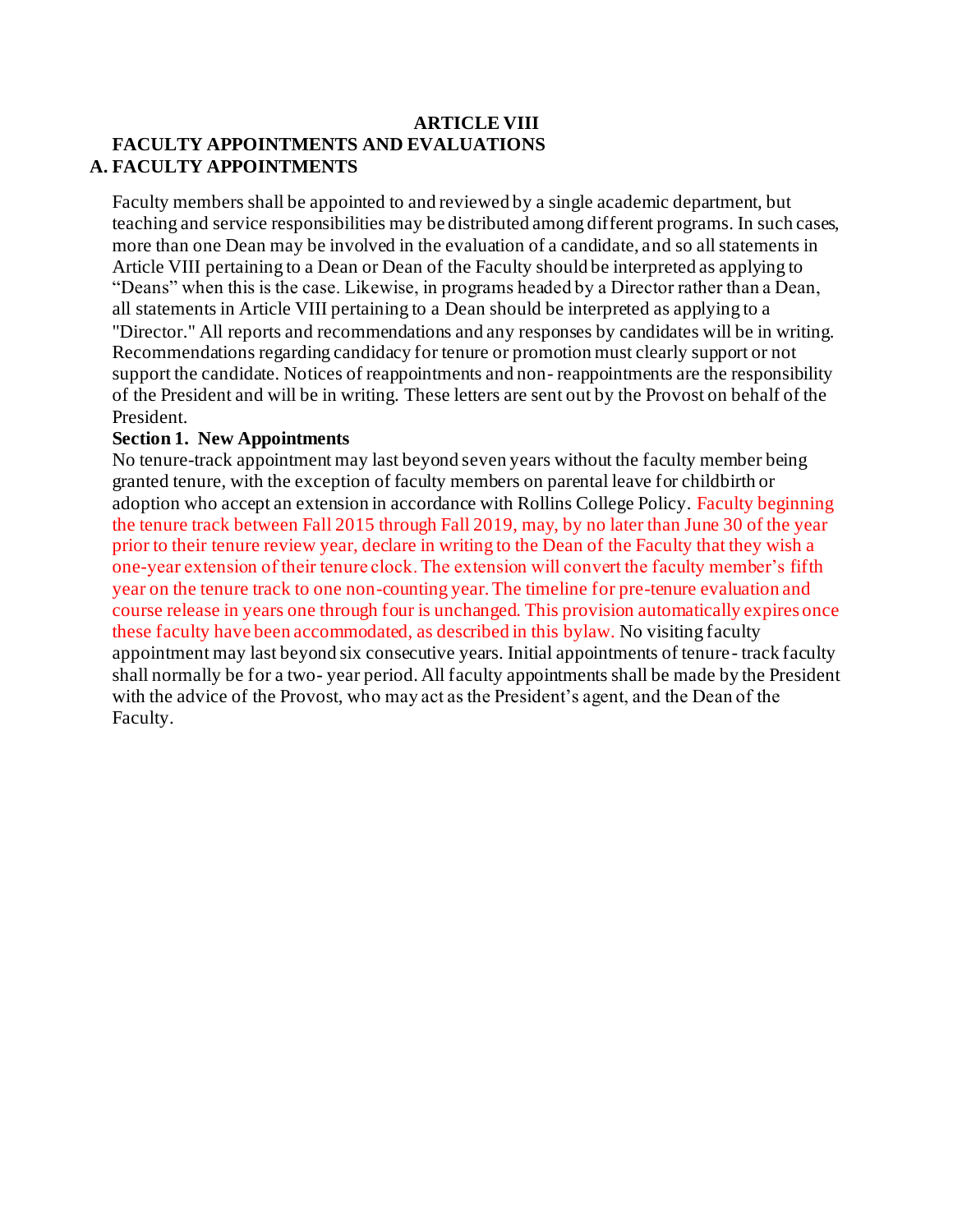## ARTICLE VIII

## FACULTY APPOINTMENTS AND EVALUATIONS

### A. FACULTY APPOINTMENTS

Faculty members shall be appointed to and reviewed by a single academic department, but teaching and service responsibilities may be distributed among different programs. In such cases, more than one Dean may be involved in the evaluation of a candidate, and so all statements in Article VIII pertaining to a Dean or Dean of the Faculty should be interpreted as applying to "Deans" when this is the case. Likewise, in programs headed by a Director rather than a Dean, all statements in Article VIII pertaining to a Dean should be interpreted as applying to a "Director." All reports and recommendations and any responses by candidates will be in writing. Recommendations regarding candidacy for tenure or promotion must clearly support or not support the candidate. Notices of reappointments and non- reappointments are the responsibility of the President and will be in writing. These letters are sent out by the Provost on behalf of the President.

**Section 1. New Appointments**

No tenure-track appointment may last beyond seven years without the faculty member being granted tenure, with the exception of faculty members on parental leave for childbirth or adoption who accept an extension in accordance with Rollins College Policy. Faculty beginning the tenure track between Fall 2015 through Fall 2019, may, by no later than June 30 of the year prior to their tenure review year, declare in writing to the Dean of the Faculty that they wish a one-year extension of their tenure clock. The extension will convert the faculty member's fifth year on the tenure track to one non-counting year. The timeline for pre-tenure evaluation and course release in years one through four is unchanged. This provision automatically expires once these faculty have been accommodated, as described in this bylaw. No visiting faculty appointment may last beyond six consecutive years. Initial appointments of tenure - track faculty shall normally be for a two- year period. All faculty appointments shall be made by the President with the advice of the Provost, who may act as the President's agent, and the Dean of the Faculty.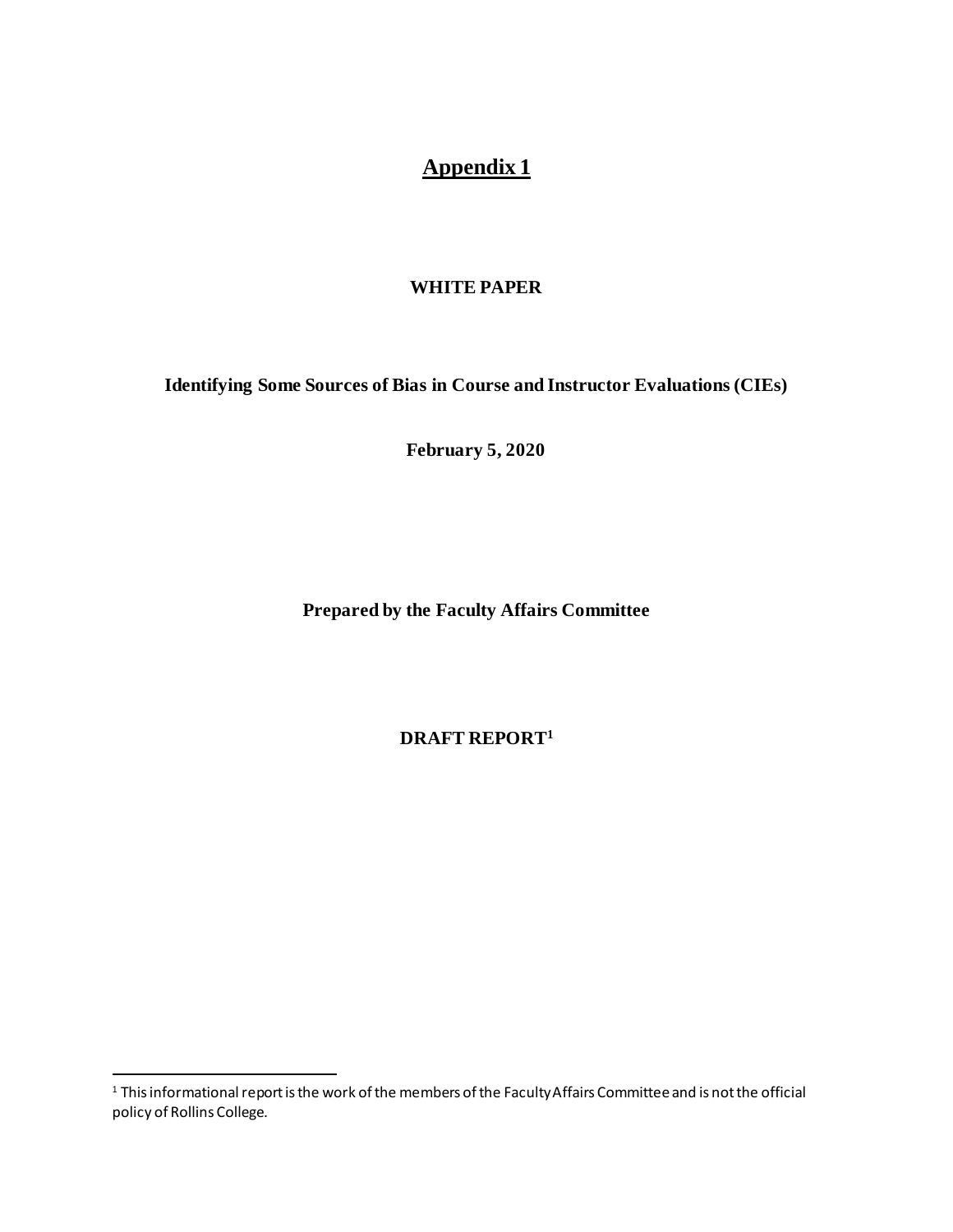# Appendix 1

**WHITE PAPER**

**Identifying Some Sources of Bias in Course and Instructor Evaluations (CIEs)**

**February 5, 2020**

**Prepared by the Faculty Affairs Committee**

**DRAFT REPORT[1]**

---

[1] This informational report is the work of the members of the Faculty Affairs Committee and is not the official policy of Rollins College.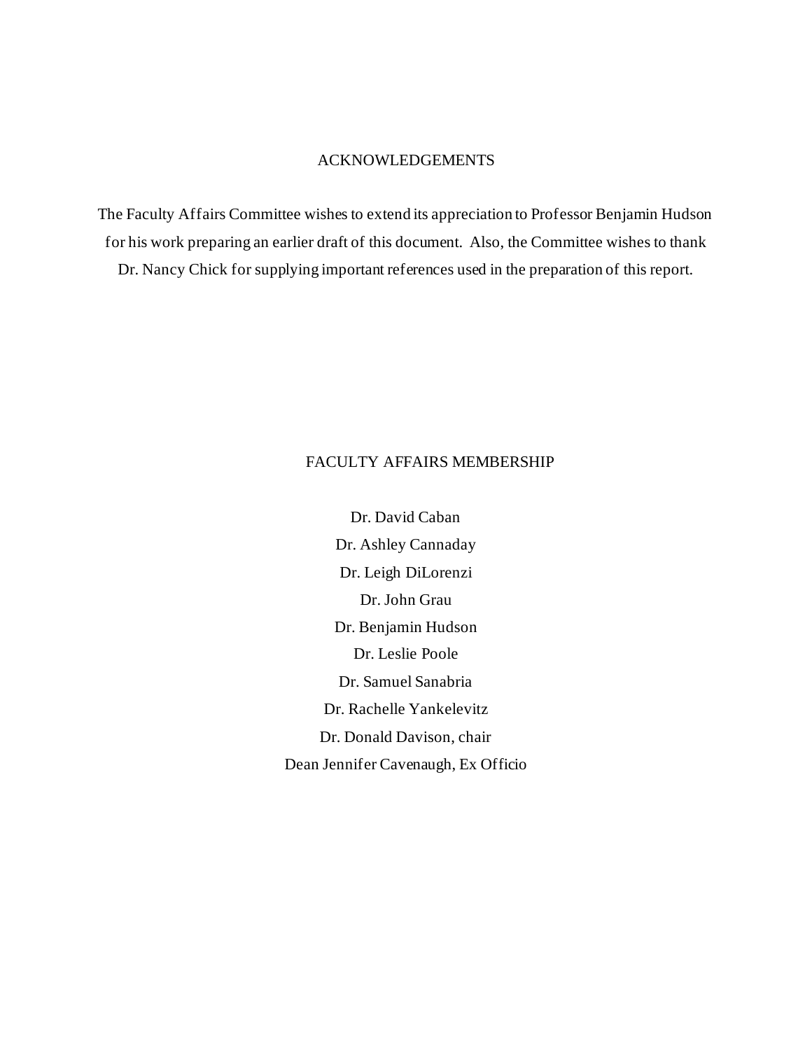## ACKNOWLEDGEMENTS

The Faculty Affairs Committee wishes to extend its appreciation to Professor Benjamin Hudson for his work preparing an earlier draft of this document. Also, the Committee wishes to thank Dr. Nancy Chick for supplying important references used in the preparation of this report.

## FACULTY AFFAIRS MEMBERSHIP

Dr. David Caban  
Dr. Ashley Cannaday  
Dr. Leigh DiLorenzi  
Dr. John Grau  
Dr. Benjamin Hudson  
Dr. Leslie Poole  
Dr. Samuel Sanabria  
Dr. Rachelle Yankelevitz  
Dr. Donald Davison, chair  
Dean Jennifer Cavenaugh, Ex Officio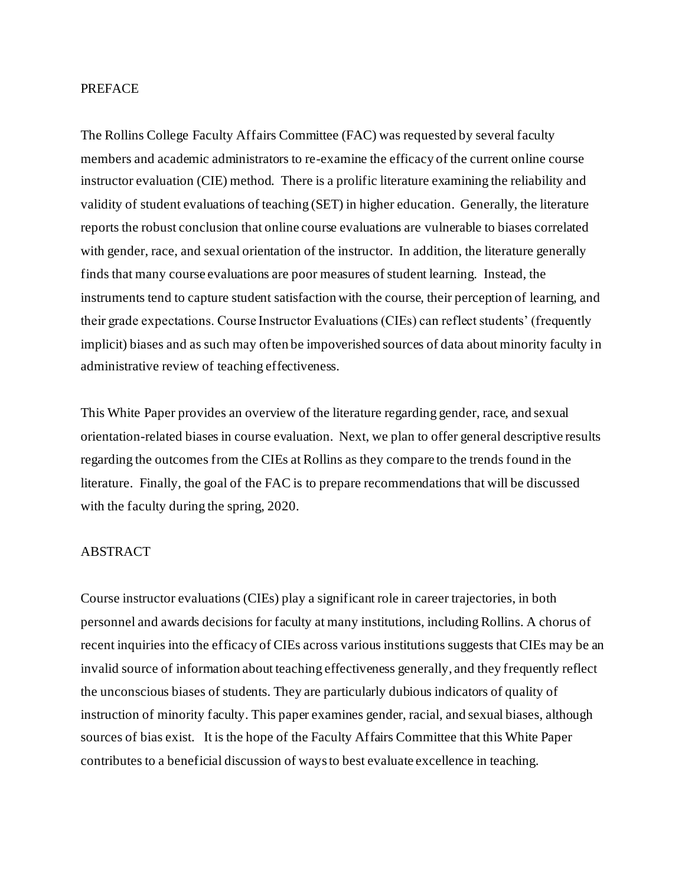## PREFACE

The Rollins College Faculty Affairs Committee (FAC) was requested by several faculty members and academic administrators to re-examine the efficacy of the current online course instructor evaluation (CIE) method. There is a prolific literature examining the reliability and validity of student evaluations of teaching (SET) in higher education. Generally, the literature reports the robust conclusion that online course evaluations are vulnerable to biases correlated with gender, race, and sexual orientation of the instructor. In addition, the literature generally finds that many course evaluations are poor measures of student learning. Instead, the instruments tend to capture student satisfaction with the course, their perception of learning, and their grade expectations. Course Instructor Evaluations (CIEs) can reflect students' (frequently implicit) biases and as such may often be impoverished sources of data about minority faculty in administrative review of teaching effectiveness.

This White Paper provides an overview of the literature regarding gender, race, and sexual orientation-related biases in course evaluation. Next, we plan to offer general descriptive results regarding the outcomes from the CIEs at Rollins as they compare to the trends found in the literature. Finally, the goal of the FAC is to prepare recommendations that will be discussed with the faculty during the spring, 2020.

## ABSTRACT

Course instructor evaluations (CIEs) play a significant role in career trajectories, in both personnel and awards decisions for faculty at many institutions, including Rollins. A chorus of recent inquiries into the efficacy of CIEs across various institutions suggests that CIEs may be an invalid source of information about teaching effectiveness generally, and they frequently reflect the unconscious biases of students. They are particularly dubious indicators of quality of instruction of minority faculty. This paper examines gender, racial, and sexual biases, although sources of bias exist. It is the hope of the Faculty Affairs Committee that this White Paper contributes to a beneficial discussion of ways to best evaluate excellence in teaching.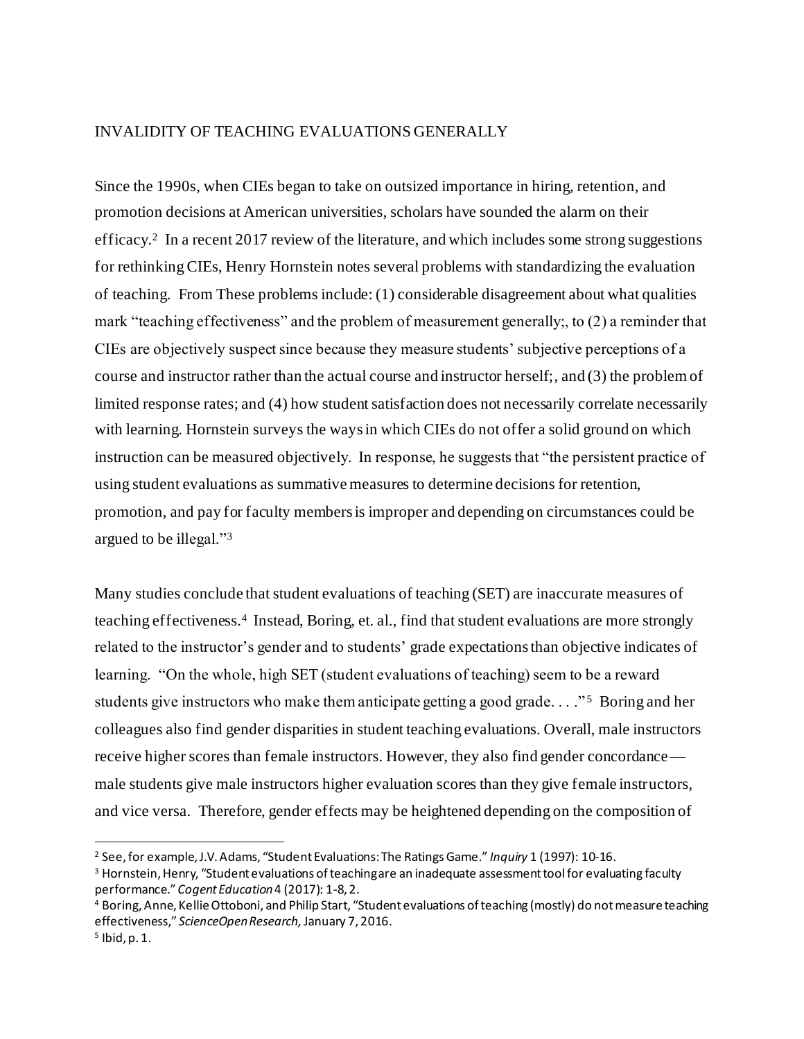INVALIDITY OF TEACHING EVALUATIONS GENERALLY

Since the 1990s, when CIEs began to take on outsized importance in hiring, retention, and promotion decisions at American universities, scholars have sounded the alarm on their efficacy.[2] In a recent 2017 review of the literature, and which includes some strong suggestions for rethinking CIEs, Henry Hornstein notes several problems with standardizing the evaluation of teaching. From These problems include: (1) considerable disagreement about what qualities mark "teaching effectiveness" and the problem of measurement generally;, to (2) a reminder that CIEs are objectively suspect since because they measure students' subjective perceptions of a course and instructor rather than the actual course and instructor herself;, and (3) the problem of limited response rates; and (4) how student satisfaction does not necessarily correlate necessarily with learning. Hornstein surveys the ways in which CIEs do not offer a solid ground on which instruction can be measured objectively. In response, he suggests that "the persistent practice of using student evaluations as summative measures to determine decisions for retention, promotion, and pay for faculty members is improper and depending on circumstances could be argued to be illegal."[3]

Many studies conclude that student evaluations of teaching (SET) are inaccurate measures of teaching effectiveness.[4] Instead, Boring, et. al., find that student evaluations are more strongly related to the instructor's gender and to students' grade expectations than objective indicates of learning. "On the whole, high SET (student evaluations of teaching) seem to be a reward students give instructors who make them anticipate getting a good grade. . . ."[5] Boring and her colleagues also find gender disparities in student teaching evaluations. Overall, male instructors receive higher scores than female instructors. However, they also find gender concordance—male students give male instructors higher evaluation scores than they give female instructors, and vice versa. Therefore, gender effects may be heightened depending on the composition of

---

[2] See, for example, J.V. Adams, "Student Evaluations: The Ratings Game." *Inquiry* 1 (1997): 10-16.

[3] Hornstein, Henry, "Student evaluations of teaching are an inadequate assessment tool for evaluating faculty performance." *Cogent Education* 4 (2017): 1-8, 2.

[4] Boring, Anne, Kellie Ottoboni, and Philip Start, "Student evaluations of teaching (mostly) do not measure teaching effectiveness," *ScienceOpen Research,* January 7, 2016.

[5] Ibid, p. 1.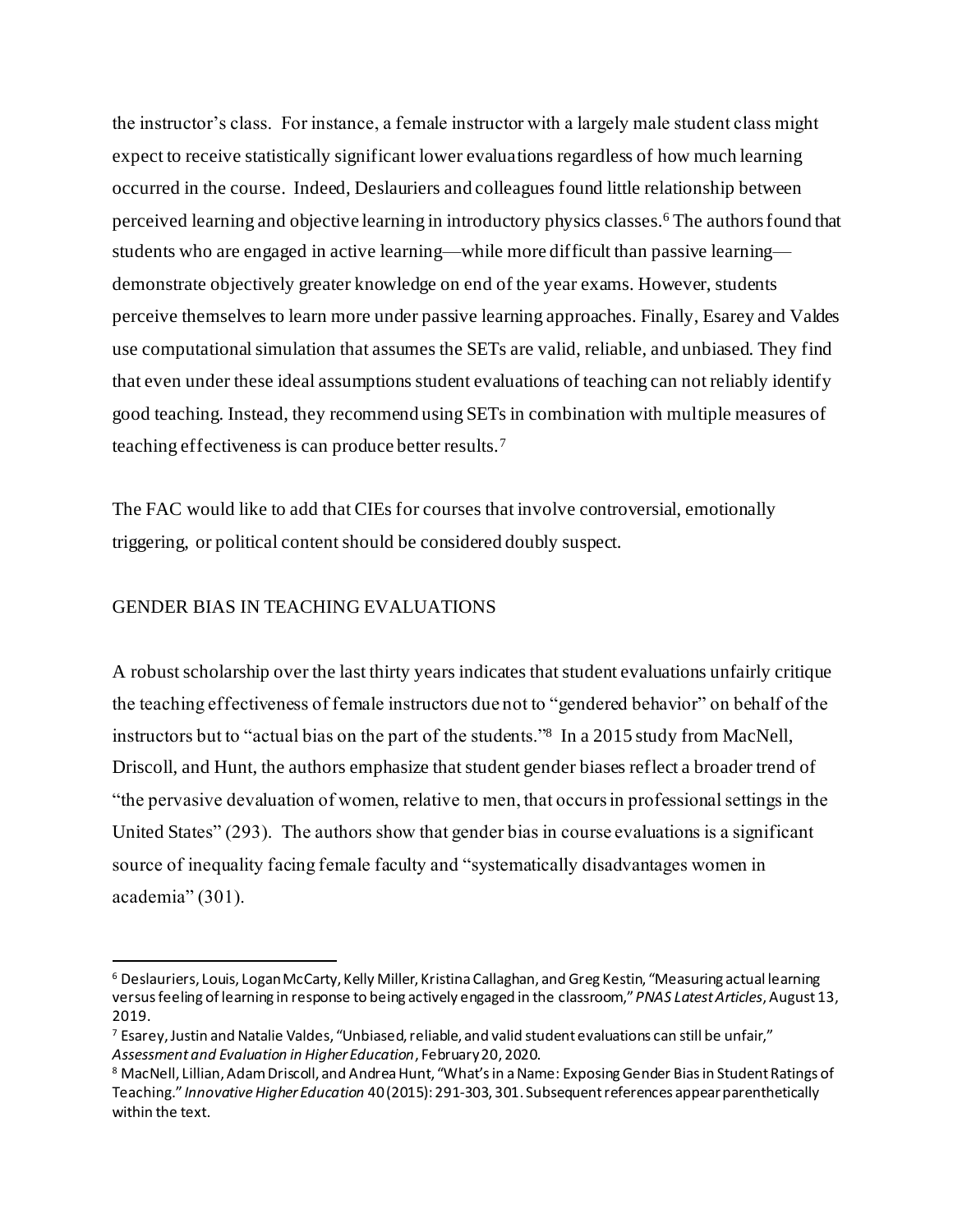the instructor's class. For instance, a female instructor with a largely male student class might expect to receive statistically significant lower evaluations regardless of how much learning occurred in the course. Indeed, Deslauriers and colleagues found little relationship between perceived learning and objective learning in introductory physics classes.[6] The authors found that students who are engaged in active learning—while more difficult than passive learning—demonstrate objectively greater knowledge on end of the year exams. However, students perceive themselves to learn more under passive learning approaches. Finally, Esarey and Valdes use computational simulation that assumes the SETs are valid, reliable, and unbiased. They find that even under these ideal assumptions student evaluations of teaching can not reliably identify good teaching. Instead, they recommend using SETs in combination with multiple measures of teaching effectiveness is can produce better results.[7]

The FAC would like to add that CIEs for courses that involve controversial, emotionally triggering, or political content should be considered doubly suspect.

## GENDER BIAS IN TEACHING EVALUATIONS

A robust scholarship over the last thirty years indicates that student evaluations unfairly critique the teaching effectiveness of female instructors due not to "gendered behavior" on behalf of the instructors but to "actual bias on the part of the students."[8] In a 2015 study from MacNell, Driscoll, and Hunt, the authors emphasize that student gender biases reflect a broader trend of "the pervasive devaluation of women, relative to men, that occurs in professional settings in the United States" (293). The authors show that gender bias in course evaluations is a significant source of inequality facing female faculty and "systematically disadvantages women in academia" (301).

---

[6] Deslauriers, Louis, Logan McCarty, Kelly Miller, Kristina Callaghan, and Greg Kestin, "Measuring actual learning versus feeling of learning in response to being actively engaged in the classroom," *PNAS Latest Articles*, August 13, 2019.

[7] Esarey, Justin and Natalie Valdes, "Unbiased, reliable, and valid student evaluations can still be unfair," *Assessment and Evaluation in Higher Education*, February 20, 2020.

[8] MacNell, Lillian, Adam Driscoll, and Andrea Hunt, "What's in a Name: Exposing Gender Bias in Student Ratings of Teaching." *Innovative Higher Education* 40 (2015): 291-303, 301. Subsequent references appear parenthetically within the text.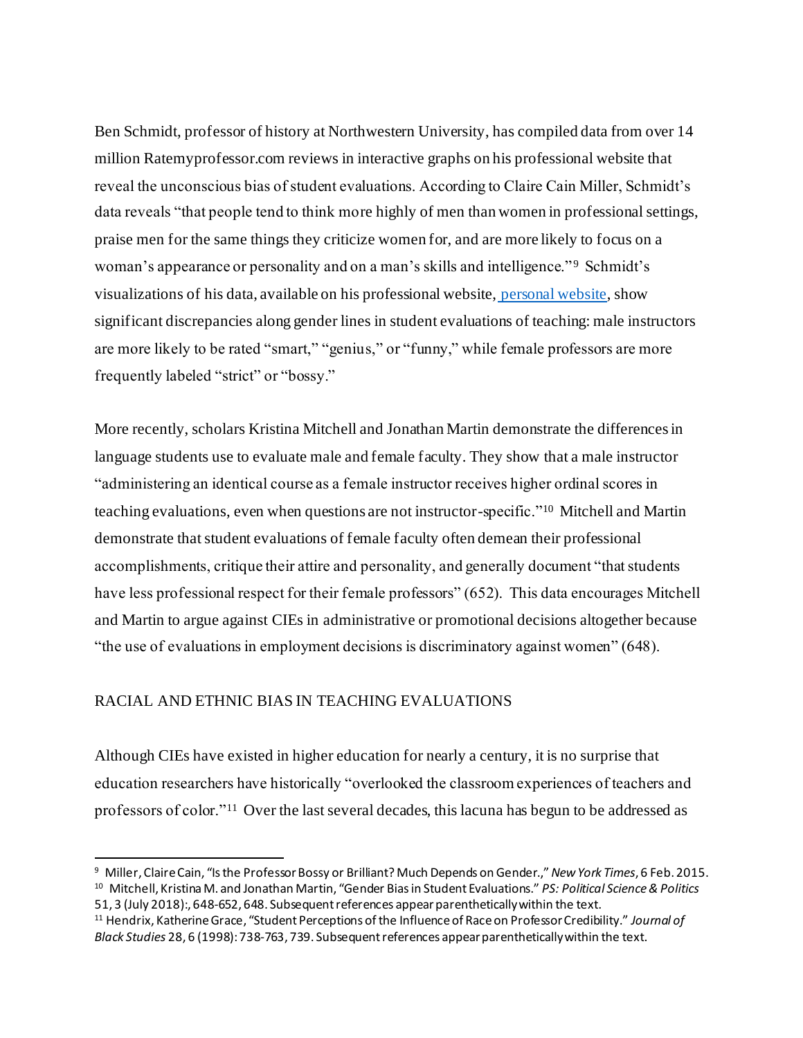Ben Schmidt, professor of history at Northwestern University, has compiled data from over 14 million Ratemyprofessor.com reviews in interactive graphs on his professional website that reveal the unconscious bias of student evaluations. According to Claire Cain Miller, Schmidt's data reveals "that people tend to think more highly of men than women in professional settings, praise men for the same things they criticize women for, and are more likely to focus on a woman's appearance or personality and on a man's skills and intelligence."[9] Schmidt's visualizations of his data, available on his professional website, personal website, show significant discrepancies along gender lines in student evaluations of teaching: male instructors are more likely to be rated "smart," "genius," or "funny," while female professors are more frequently labeled "strict" or "bossy."

More recently, scholars Kristina Mitchell and Jonathan Martin demonstrate the differences in language students use to evaluate male and female faculty. They show that a male instructor "administering an identical course as a female instructor receives higher ordinal scores in teaching evaluations, even when questions are not instructor-specific."[10] Mitchell and Martin demonstrate that student evaluations of female faculty often demean their professional accomplishments, critique their attire and personality, and generally document "that students have less professional respect for their female professors" (652). This data encourages Mitchell and Martin to argue against CIEs in administrative or promotional decisions altogether because "the use of evaluations in employment decisions is discriminatory against women" (648).

## RACIAL AND ETHNIC BIAS IN TEACHING EVALUATIONS

Although CIEs have existed in higher education for nearly a century, it is no surprise that education researchers have historically "overlooked the classroom experiences of teachers and professors of color."[11] Over the last several decades, this lacuna has begun to be addressed as

---

[9] Miller, Claire Cain, "Is the Professor Bossy or Brilliant? Much Depends on Gender.," *New York Times*, 6 Feb. 2015.

[10] Mitchell, Kristina M. and Jonathan Martin, "Gender Bias in Student Evaluations." *PS: Political Science & Politics* 51, 3 (July 2018):, 648-652, 648. Subsequent references appear parenthetically within the text.

[11] Hendrix, Katherine Grace, "Student Perceptions of the Influence of Race on Professor Credibility." *Journal of Black Studies* 28, 6 (1998): 738-763, 739. Subsequent references appear parenthetically within the text.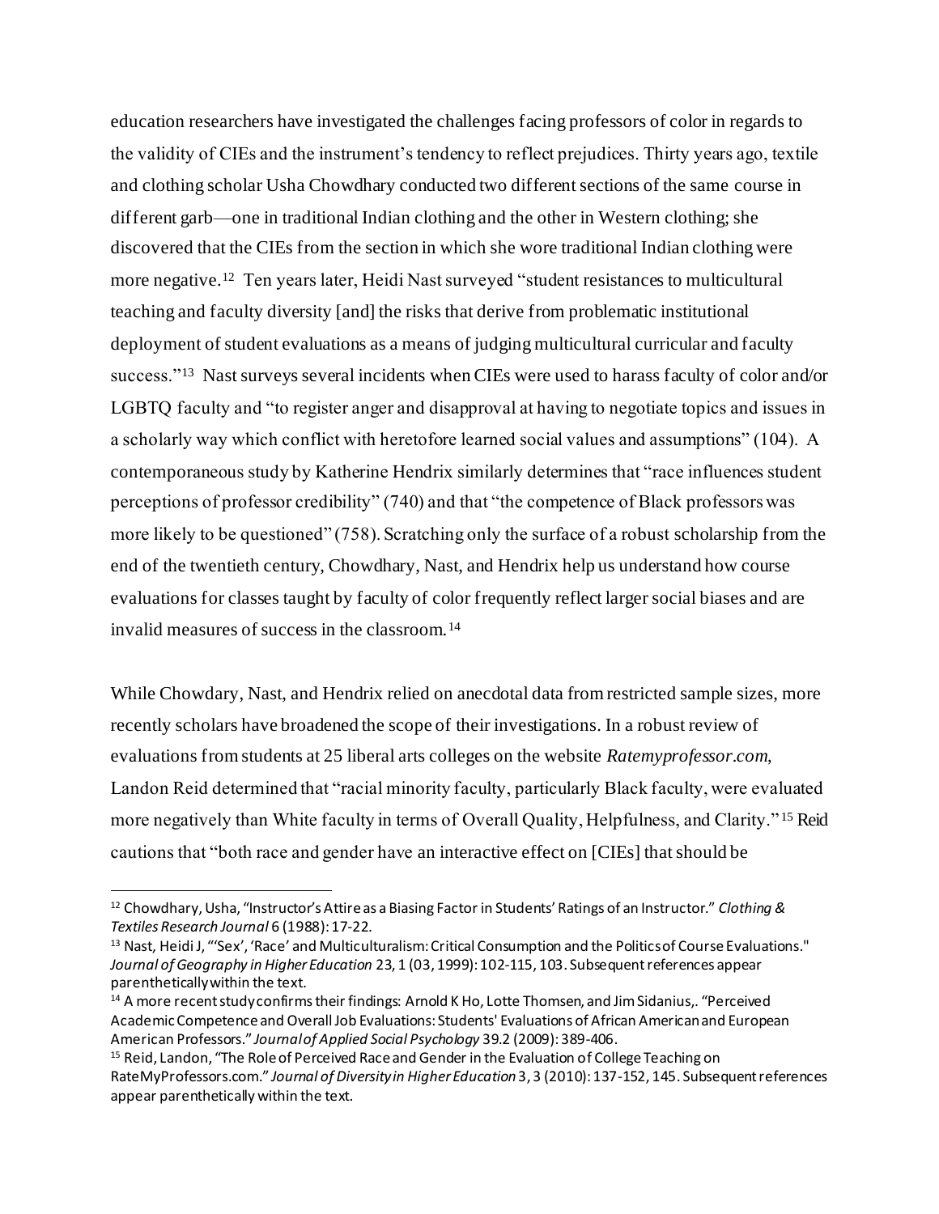education researchers have investigated the challenges facing professors of color in regards to the validity of CIEs and the instrument's tendency to reflect prejudices. Thirty years ago, textile and clothing scholar Usha Chowdhary conducted two different sections of the same course in different garb—one in traditional Indian clothing and the other in Western clothing; she discovered that the CIEs from the section in which she wore traditional Indian clothing were more negative.[12] Ten years later, Heidi Nast surveyed "student resistances to multicultural teaching and faculty diversity [and] the risks that derive from problematic institutional deployment of student evaluations as a means of judging multicultural curricular and faculty success."[13] Nast surveys several incidents when CIEs were used to harass faculty of color and/or LGBTQ faculty and "to register anger and disapproval at having to negotiate topics and issues in a scholarly way which conflict with heretofore learned social values and assumptions" (104). A contemporaneous study by Katherine Hendrix similarly determines that "race influences student perceptions of professor credibility" (740) and that "the competence of Black professors was more likely to be questioned" (758). Scratching only the surface of a robust scholarship from the end of the twentieth century, Chowdhary, Nast, and Hendrix help us understand how course evaluations for classes taught by faculty of color frequently reflect larger social biases and are invalid measures of success in the classroom.[14]

While Chowdary, Nast, and Hendrix relied on anecdotal data from restricted sample sizes, more recently scholars have broadened the scope of their investigations. In a robust review of evaluations from students at 25 liberal arts colleges on the website *Ratemyprofessor.com*, Landon Reid determined that "racial minority faculty, particularly Black faculty, were evaluated more negatively than White faculty in terms of Overall Quality, Helpfulness, and Clarity."[15] Reid cautions that "both race and gender have an interactive effect on [CIEs] that should be

---

[12] Chowdhary, Usha, "Instructor's Attire as a Biasing Factor in Students' Ratings of an Instructor." *Clothing & Textiles Research Journal* 6 (1988): 17-22.

[13] Nast, Heidi J, "'Sex', 'Race' and Multiculturalism: Critical Consumption and the Politics of Course Evaluations." *Journal of Geography in Higher Education* 23, 1 (03, 1999): 102-115, 103. Subsequent references appear parenthetically within the text.

[14] A more recent study confirms their findings: Arnold K Ho, Lotte Thomsen, and Jim Sidanius,. "Perceived Academic Competence and Overall Job Evaluations: Students' Evaluations of African American and European American Professors." *Journal of Applied Social Psychology* 39.2 (2009): 389-406.

[15] Reid, Landon, "The Role of Perceived Race and Gender in the Evaluation of College Teaching on RateMyProfessors.com." *Journal of Diversity in Higher Education* 3, 3 (2010): 137-152, 145. Subsequent references appear parenthetically within the text.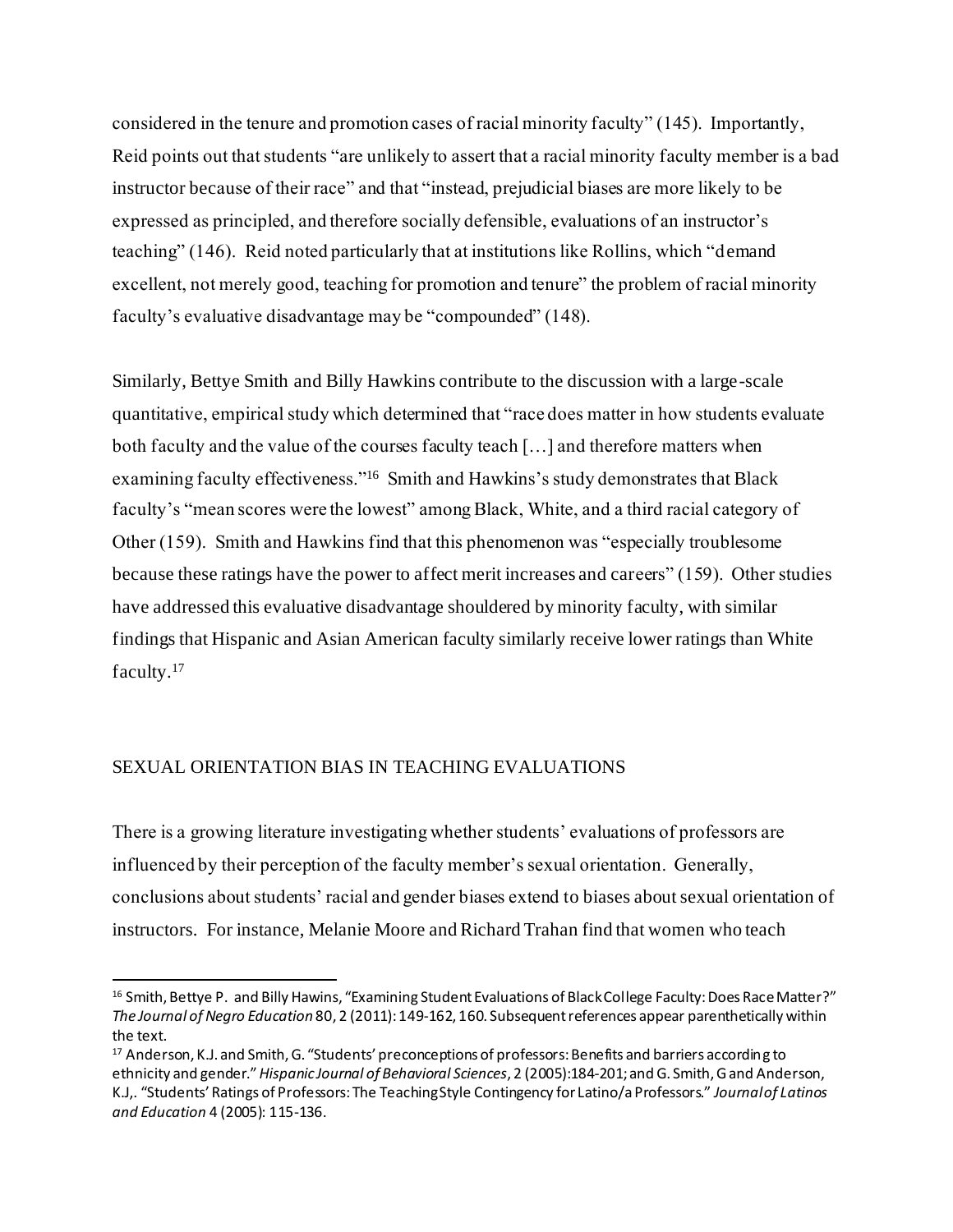considered in the tenure and promotion cases of racial minority faculty" (145). Importantly, Reid points out that students "are unlikely to assert that a racial minority faculty member is a bad instructor because of their race" and that "instead, prejudicial biases are more likely to be expressed as principled, and therefore socially defensible, evaluations of an instructor's teaching" (146). Reid noted particularly that at institutions like Rollins, which "demand excellent, not merely good, teaching for promotion and tenure" the problem of racial minority faculty's evaluative disadvantage may be "compounded" (148).

Similarly, Bettye Smith and Billy Hawkins contribute to the discussion with a large-scale quantitative, empirical study which determined that "race does matter in how students evaluate both faculty and the value of the courses faculty teach [...] and therefore matters when examining faculty effectiveness."[16] Smith and Hawkins's study demonstrates that Black faculty's "mean scores were the lowest" among Black, White, and a third racial category of Other (159). Smith and Hawkins find that this phenomenon was "especially troublesome because these ratings have the power to affect merit increases and careers" (159). Other studies have addressed this evaluative disadvantage shouldered by minority faculty, with similar findings that Hispanic and Asian American faculty similarly receive lower ratings than White faculty.[17]

## SEXUAL ORIENTATION BIAS IN TEACHING EVALUATIONS

There is a growing literature investigating whether students' evaluations of professors are influenced by their perception of the faculty member's sexual orientation. Generally, conclusions about students' racial and gender biases extend to biases about sexual orientation of instructors. For instance, Melanie Moore and Richard Trahan find that women who teach

---

[16] Smith, Bettye P. and Billy Hawins, "Examining Student Evaluations of Black College Faculty: Does Race Matter?" *The Journal of Negro Education* 80, 2 (2011): 149-162, 160. Subsequent references appear parenthetically within the text.

[17] Anderson, K.J. and Smith, G. "Students' preconceptions of professors: Benefits and barriers according to ethnicity and gender." *Hispanic Journal of Behavioral Sciences*, 2 (2005):184-201; and G. Smith, G and Anderson, K.J,. "Students' Ratings of Professors: The Teaching Style Contingency for Latino/a Professors." *Journal of Latinos and Education* 4 (2005): 115-136.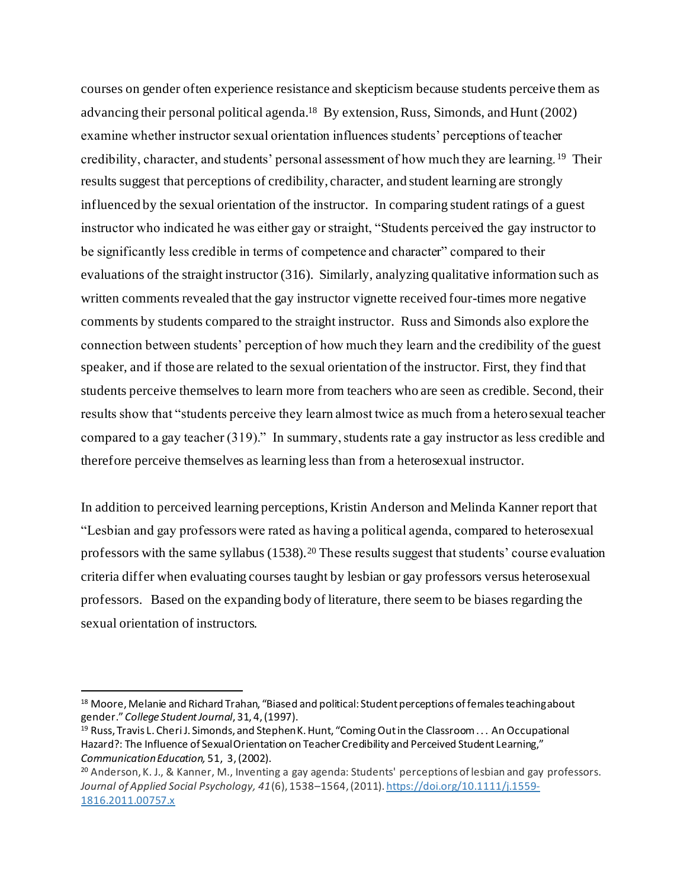courses on gender often experience resistance and skepticism because students perceive them as advancing their personal political agenda.[18] By extension, Russ, Simonds, and Hunt (2002) examine whether instructor sexual orientation influences students' perceptions of teacher credibility, character, and students' personal assessment of how much they are learning.[19] Their results suggest that perceptions of credibility, character, and student learning are strongly influenced by the sexual orientation of the instructor. In comparing student ratings of a guest instructor who indicated he was either gay or straight, "Students perceived the gay instructor to be significantly less credible in terms of competence and character" compared to their evaluations of the straight instructor (316). Similarly, analyzing qualitative information such as written comments revealed that the gay instructor vignette received four-times more negative comments by students compared to the straight instructor. Russ and Simonds also explore the connection between students' perception of how much they learn and the credibility of the guest speaker, and if those are related to the sexual orientation of the instructor. First, they find that students perceive themselves to learn more from teachers who are seen as credible. Second, their results show that "students perceive they learn almost twice as much from a hetero sexual teacher compared to a gay teacher (319)." In summary, students rate a gay instructor as less credible and therefore perceive themselves as learning less than from a heterosexual instructor.

In addition to perceived learning perceptions, Kristin Anderson and Melinda Kanner report that "Lesbian and gay professors were rated as having a political agenda, compared to heterosexual professors with the same syllabus (1538).[20] These results suggest that students' course evaluation criteria differ when evaluating courses taught by lesbian or gay professors versus heterosexual professors. Based on the expanding body of literature, there seem to be biases regarding the sexual orientation of instructors.

---

[18] Moore, Melanie and Richard Trahan, "Biased and political: Student perceptions of females teaching about gender." *College Student Journal*, 31, 4, (1997).

[19] Russ, Travis L. Cheri J. Simonds, and Stephen K. Hunt, "Coming Out in the Classroom . . . An Occupational Hazard?: The Influence of Sexual Orientation on Teacher Credibility and Perceived Student Learning," *Communication Education,* 51, 3, (2002).

[20] Anderson, K. J., & Kanner, M., Inventing a gay agenda: Students' perceptions of lesbian and gay professors. *Journal of Applied Social Psychology, 41*(6), 1538–1564, (2011). https://doi.org/10.1111/j.1559-1816.2011.00757.x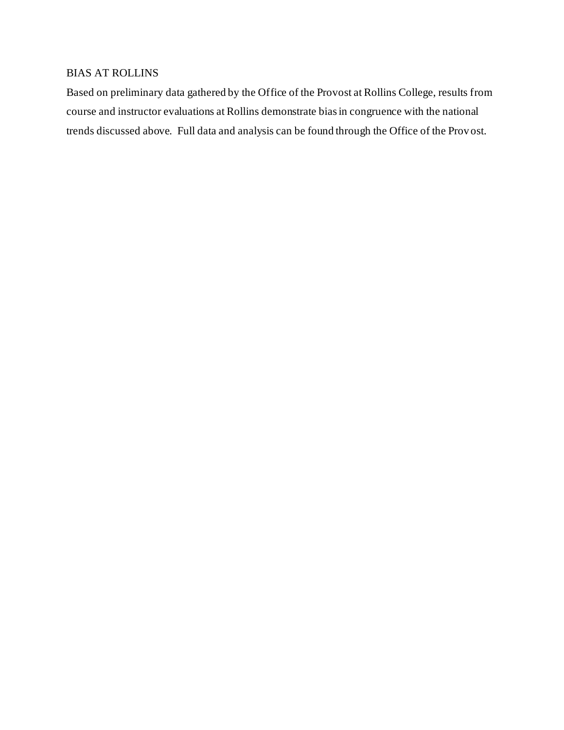## BIAS AT ROLLINS

Based on preliminary data gathered by the Office of the Provost at Rollins College, results from course and instructor evaluations at Rollins demonstrate bias in congruence with the national trends discussed above. Full data and analysis can be found through the Office of the Provost.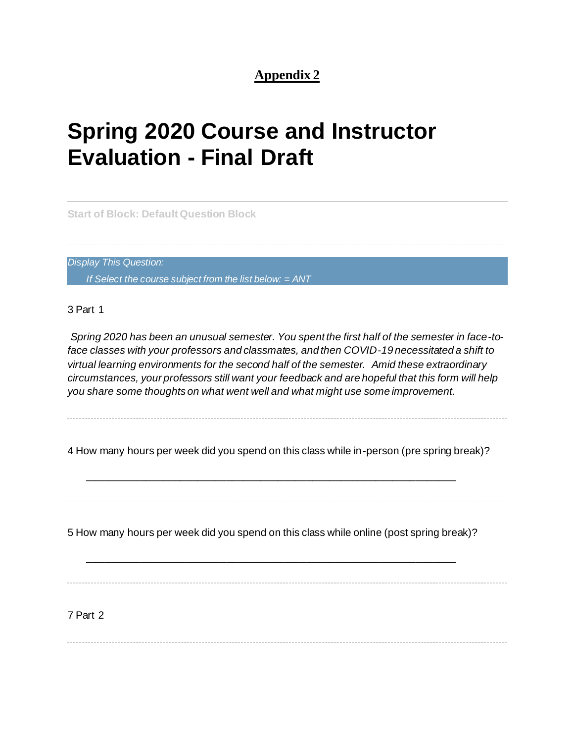**Appendix 2**

# Spring 2020 Course and Instructor Evaluation - Final Draft

---

Start of Block: Default Question Block

---

*Display This Question:*

*If Select the course subject from the list below: = ANT*

3 Part 1

*Spring 2020 has been an unusual semester. You spent the first half of the semester in face-to-face classes with your professors and classmates, and then COVID-19 necessitated a shift to virtual learning environments for the second half of the semester. Amid these extraordinary circumstances, your professors still want your feedback and are hopeful that this form will help you share some thoughts on what went well and what might use some improvement.*

---

4 How many hours per week did you spend on this class while in-person (pre spring break)?

________________________________________________________________

---

5 How many hours per week did you spend on this class while online (post spring break)?

________________________________________________________________

---

7 Part 2

---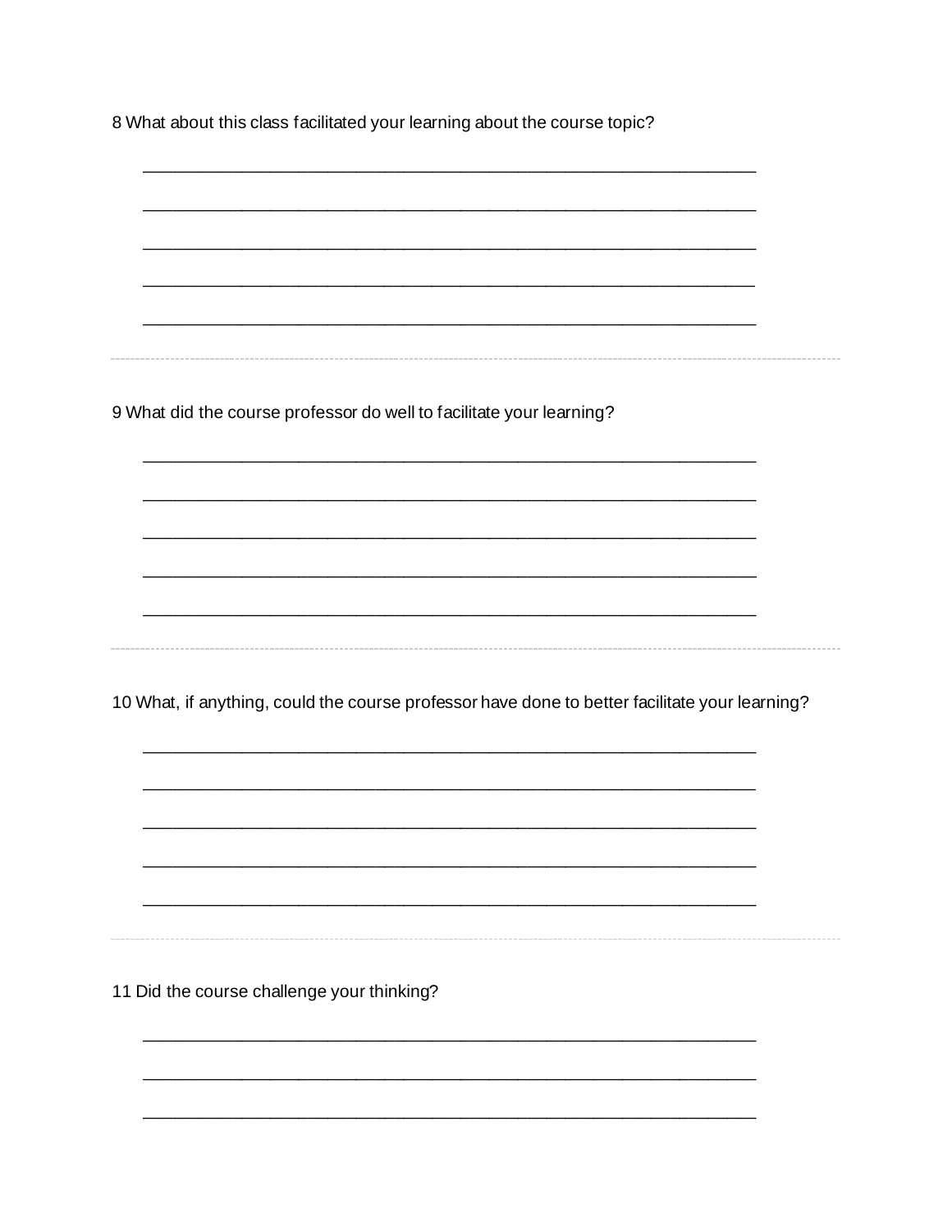8 What about this class facilitated your learning about the course topic?

_______________________________________________________________

_______________________________________________________________

_______________________________________________________________

_______________________________________________________________

_______________________________________________________________

---

9 What did the course professor do well to facilitate your learning?

_______________________________________________________________

_______________________________________________________________

_______________________________________________________________

_______________________________________________________________

_______________________________________________________________

---

10 What, if anything, could the course professor have done to better facilitate your learning?

_______________________________________________________________

_______________________________________________________________

_______________________________________________________________

_______________________________________________________________

_______________________________________________________________

---

11 Did the course challenge your thinking?

_______________________________________________________________

_______________________________________________________________

_______________________________________________________________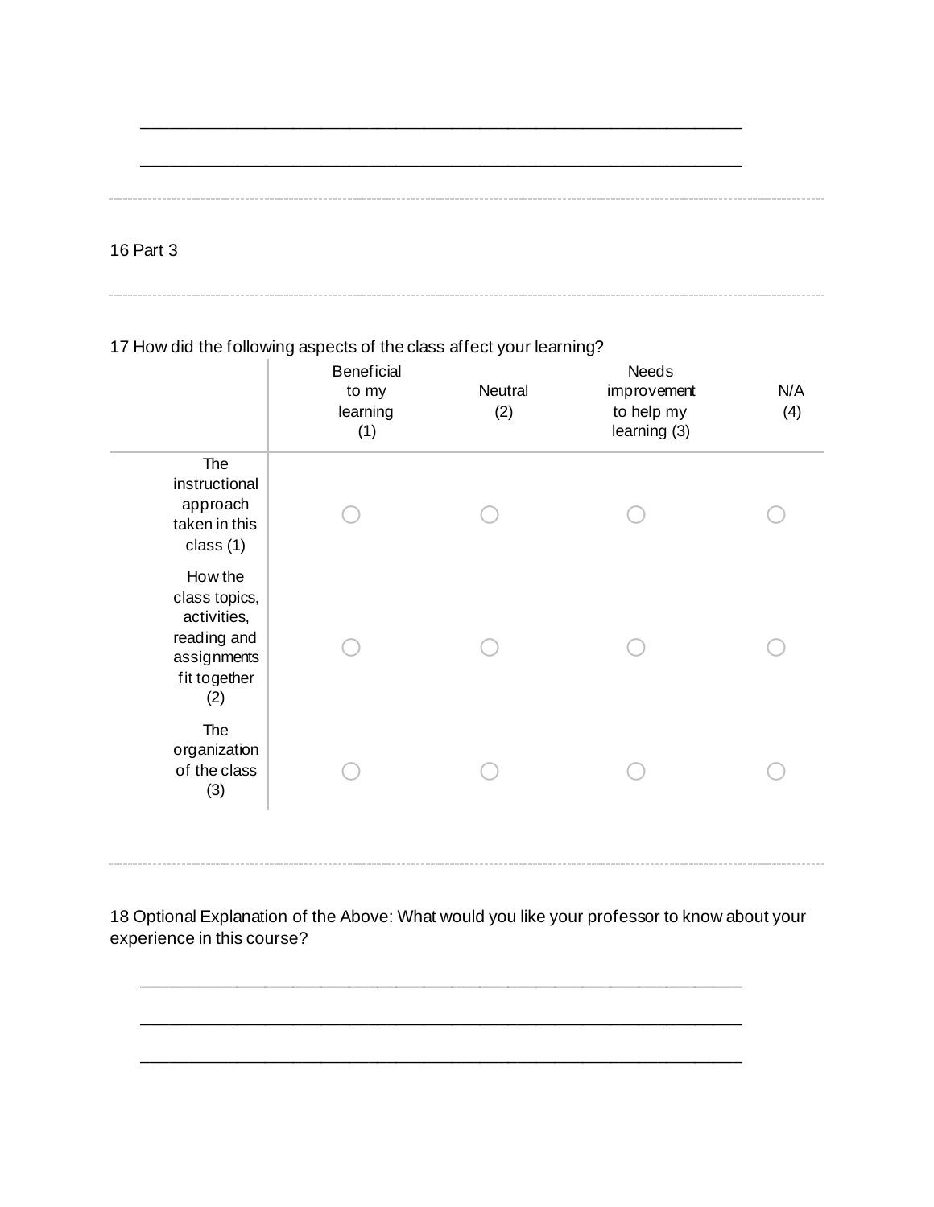\_\_\_\_\_\_\_\_\_\_\_\_\_\_\_\_\_\_\_\_\_\_\_\_\_\_\_\_\_\_\_\_\_\_\_\_\_\_\_\_\_\_\_\_\_\_\_\_\_\_\_\_\_\_\_\_\_\_\_\_\_\_\_\_\_\_

\_\_\_\_\_\_\_\_\_\_\_\_\_\_\_\_\_\_\_\_\_\_\_\_\_\_\_\_\_\_\_\_\_\_\_\_\_\_\_\_\_\_\_\_\_\_\_\_\_\_\_\_\_\_\_\_\_\_\_\_\_\_\_\_\_\_

16 Part 3

17 How did the following aspects of the class affect your learning?

| | Beneficial to my learning (1) | Neutral (2) | Needs improvement to help my learning (3) | N/A (4) |
|---|---|---|---|---|
| The instructional approach taken in this class (1) | ○ | ○ | ○ | ○ |
| How the class topics, activities, reading and assignments fit together (2) | ○ | ○ | ○ | ○ |
| The organization of the class (3) | ○ | ○ | ○ | ○ |

18 Optional Explanation of the Above: What would you like your professor to know about your experience in this course?

\_\_\_\_\_\_\_\_\_\_\_\_\_\_\_\_\_\_\_\_\_\_\_\_\_\_\_\_\_\_\_\_\_\_\_\_\_\_\_\_\_\_\_\_\_\_\_\_\_\_\_\_\_\_\_\_\_\_\_\_\_\_\_\_\_\_

\_\_\_\_\_\_\_\_\_\_\_\_\_\_\_\_\_\_\_\_\_\_\_\_\_\_\_\_\_\_\_\_\_\_\_\_\_\_\_\_\_\_\_\_\_\_\_\_\_\_\_\_\_\_\_\_\_\_\_\_\_\_\_\_\_\_

\_\_\_\_\_\_\_\_\_\_\_\_\_\_\_\_\_\_\_\_\_\_\_\_\_\_\_\_\_\_\_\_\_\_\_\_\_\_\_\_\_\_\_\_\_\_\_\_\_\_\_\_\_\_\_\_\_\_\_\_\_\_\_\_\_\_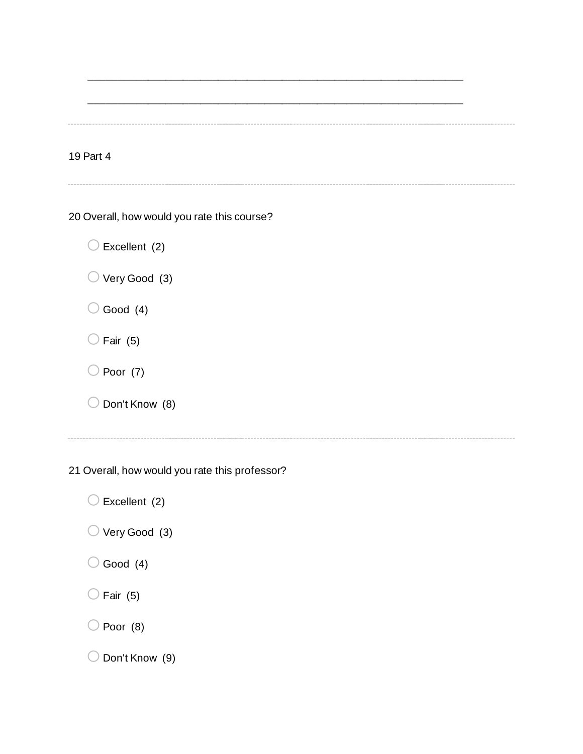________________________________________________________________

________________________________________________________________

---

19 Part 4

---

20 Overall, how would you rate this course?

- ○ Excellent (2)
- ○ Very Good (3)
- ○ Good (4)
- ○ Fair (5)
- ○ Poor (7)
- ○ Don't Know (8)

---

21 Overall, how would you rate this professor?

- ○ Excellent (2)
- ○ Very Good (3)
- ○ Good (4)
- ○ Fair (5)
- ○ Poor (8)
- ○ Don't Know (9)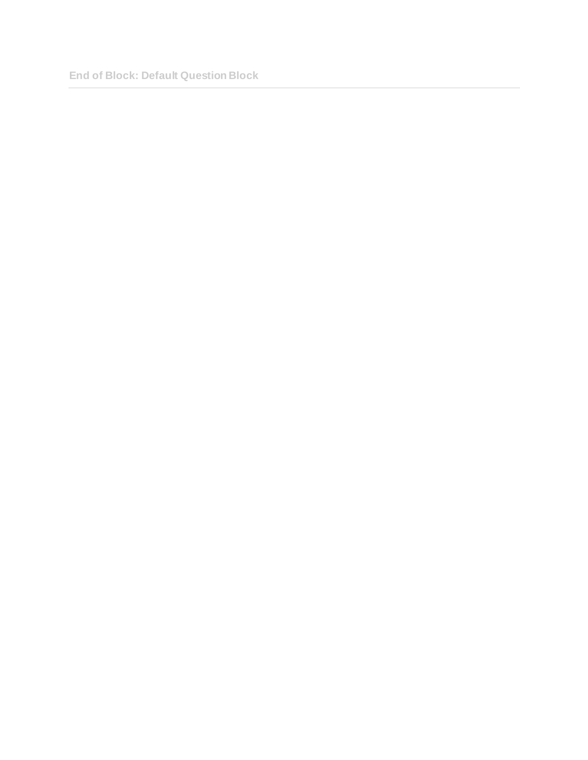**End of Block: Default Question Block**

---